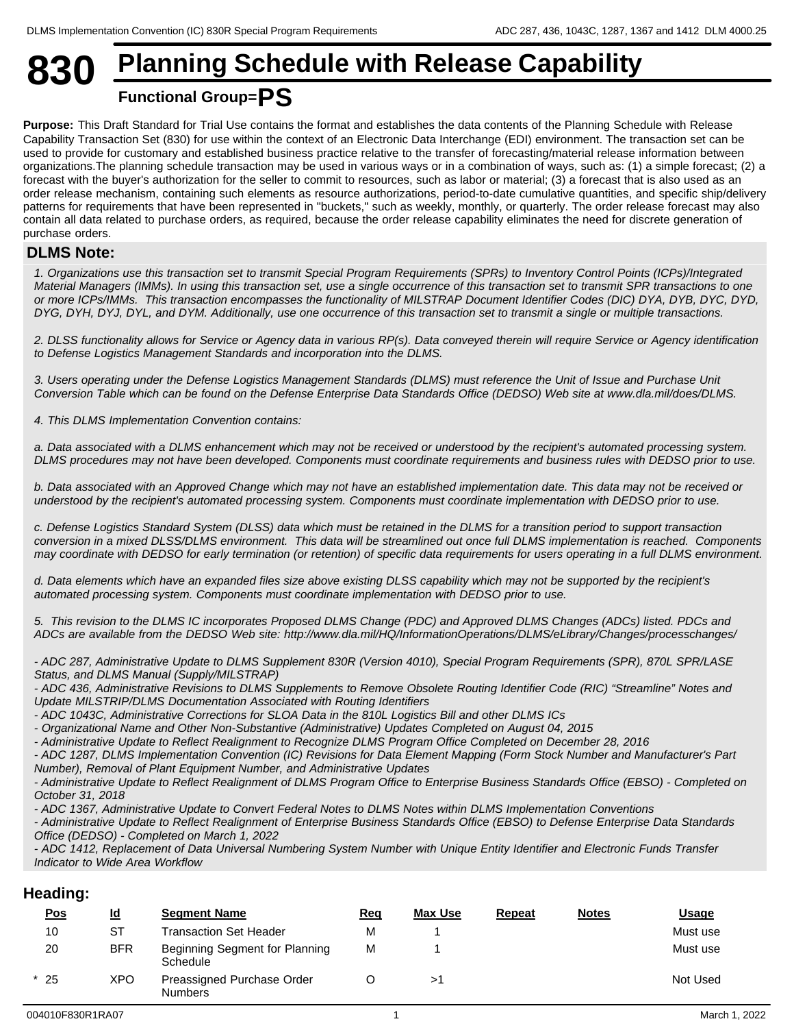# 830 Planning Schedule with Release Capability

**Functional Group=PS**

**Purpose:** This Draft Standard for Trial Use contains the format and establishes the data contents of the Planning Schedule with Release Capability Transaction Set (830) for use within the context of an Electronic Data Interchange (EDI) environment. The transaction set can be used to provide for customary and established business practice relative to the transfer of forecasting/material release information between organizations.The planning schedule transaction may be used in various ways or in a combination of ways, such as: (1) a simple forecast; (2) a forecast with the buyer's authorization for the seller to commit to resources, such as labor or material; (3) a forecast that is also used as an order release mechanism, containing such elements as resource authorizations, period-to-date cumulative quantities, and specific ship/delivery patterns for requirements that have been represented in "buckets," such as weekly, monthly, or quarterly. The order release forecast may also contain all data related to purchase orders, as required, because the order release capability eliminates the need for discrete generation of purchase orders.

## DLMS Note:

*1. Organizations use this transaction set to transmit Special Program Requirements (SPRs) to Inventory Control Points (ICPs)/Integrated Material Managers (IMMs). In using this transaction set, use a single occurrence of this transaction set to transmit SPR transactions to one or more ICPs/IMMs. This transaction encompasses the functionality of MILSTRAP Document Identifier Codes (DIC) DYA, DYB, DYC, DYD, DYG, DYH, DYJ, DYL, and DYM. Additionally, use one occurrence of this transaction set to transmit a single or multiple transactions.*

*2. DLSS functionality allows for Service or Agency data in various RP(s). Data conveyed therein will require Service or Agency identification to Defense Logistics Management Standards and incorporation into the DLMS.*

*3. Users operating under the Defense Logistics Management Standards (DLMS) must reference the Unit of Issue and Purchase Unit Conversion Table which can be found on the Defense Enterprise Data Standards Office (DEDSO) Web site at www.dla.mil/does/DLMS.*

*4. This DLMS Implementation Convention contains:*

*a. Data associated with a DLMS enhancement which may not be received or understood by the recipient's automated processing system. DLMS procedures may not have been developed. Components must coordinate requirements and business rules with DEDSO prior to use.*

*b. Data associated with an Approved Change which may not have an established implementation date. This data may not be received or understood by the recipient's automated processing system. Components must coordinate implementation with DEDSO prior to use.*

*c. Defense Logistics Standard System (DLSS) data which must be retained in the DLMS for a transition period to support transaction conversion in a mixed DLSS/DLMS environment. This data will be streamlined out once full DLMS implementation is reached. Components may coordinate with DEDSO for early termination (or retention) of specific data requirements for users operating in a full DLMS environment.*

*d. Data elements which have an expanded files size above existing DLSS capability which may not be supported by the recipient's automated processing system. Components must coordinate implementation with DEDSO prior to use.*

*5. This revision to the DLMS IC incorporates Proposed DLMS Change (PDC) and Approved DLMS Changes (ADCs) listed. PDCs and ADCs are available from the DEDSO Web site: http://www.dla.mil/HQ/InformationOperations/DLMS/eLibrary/Changes/processchanges/*

*- ADC 287, Administrative Update to DLMS Supplement 830R (Version 4010), Special Program Requirements (SPR), 870L SPR/LASE Status, and DLMS Manual (Supply/MILSTRAP)*
*- ADC 436, Administrative Revisions to DLMS Supplements to Remove Obsolete Routing Identifier Code (RIC) "Streamline" Notes and Update MILSTRIP/DLMS Documentation Associated with Routing Identifiers*
*- ADC 1043C, Administrative Corrections for SLOA Data in the 810L Logistics Bill and other DLMS ICs*
*- Organizational Name and Other Non-Substantive (Administrative) Updates Completed on August 04, 2015*
*- Administrative Update to Reflect Realignment to Recognize DLMS Program Office Completed on December 28, 2016*
*- ADC 1287, DLMS Implementation Convention (IC) Revisions for Data Element Mapping (Form Stock Number and Manufacturer's Part Number), Removal of Plant Equipment Number, and Administrative Updates*
*- Administrative Update to Reflect Realignment of DLMS Program Office to Enterprise Business Standards Office (EBSO) - Completed on October 31, 2018*
*- ADC 1367, Administrative Update to Convert Federal Notes to DLMS Notes within DLMS Implementation Conventions*
*- Administrative Update to Reflect Realignment of Enterprise Business Standards Office (EBSO) to Defense Enterprise Data Standards Office (DEDSO) - Completed on March 1, 2022*
*- ADC 1412, Replacement of Data Universal Numbering System Number with Unique Entity Identifier and Electronic Funds Transfer Indicator to Wide Area Workflow*

## Heading:

| | Pos | Id | Segment Name | Req | Max Use | Repeat | Notes | Usage |
|---|---|---|---|---|---|---|---|---|
| | 10 | ST | Transaction Set Header | M | 1 | | | Must use |
| | 20 | BFR | Beginning Segment for Planning Schedule | M | 1 | | | Must use |
| * | 25 | XPO | Preassigned Purchase Order Numbers | O | >1 | | | Not Used |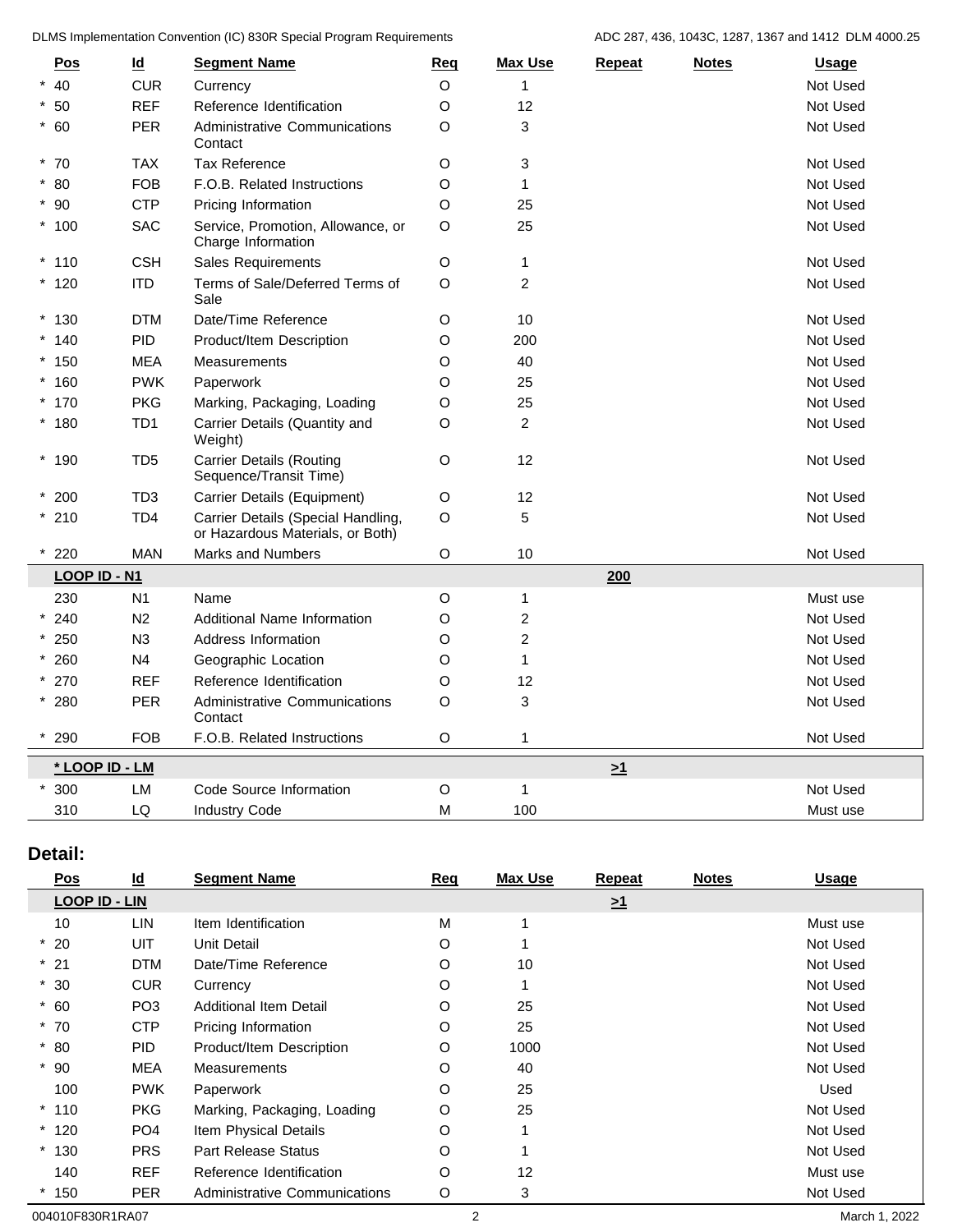| Pos | Id | Segment Name | Req | Max Use | Repeat | Notes | Usage |
|---|---|---|---|---|---|---|---|
| * 40 | CUR | Currency | O | 1 | | | Not Used |
| * 50 | REF | Reference Identification | O | 12 | | | Not Used |
| * 60 | PER | Administrative Communications Contact | O | 3 | | | Not Used |
| * 70 | TAX | Tax Reference | O | 3 | | | Not Used |
| * 80 | FOB | F.O.B. Related Instructions | O | 1 | | | Not Used |
| * 90 | CTP | Pricing Information | O | 25 | | | Not Used |
| * 100 | SAC | Service, Promotion, Allowance, or Charge Information | O | 25 | | | Not Used |
| * 110 | CSH | Sales Requirements | O | 1 | | | Not Used |
| * 120 | ITD | Terms of Sale/Deferred Terms of Sale | O | 2 | | | Not Used |
| * 130 | DTM | Date/Time Reference | O | 10 | | | Not Used |
| * 140 | PID | Product/Item Description | O | 200 | | | Not Used |
| * 150 | MEA | Measurements | O | 40 | | | Not Used |
| * 160 | PWK | Paperwork | O | 25 | | | Not Used |
| * 170 | PKG | Marking, Packaging, Loading | O | 25 | | | Not Used |
| * 180 | TD1 | Carrier Details (Quantity and Weight) | O | 2 | | | Not Used |
| * 190 | TD5 | Carrier Details (Routing Sequence/Transit Time) | O | 12 | | | Not Used |
| * 200 | TD3 | Carrier Details (Equipment) | O | 12 | | | Not Used |
| * 210 | TD4 | Carrier Details (Special Handling, or Hazardous Materials, or Both) | O | 5 | | | Not Used |
| * 220 | MAN | Marks and Numbers | O | 10 | | | Not Used |
| **LOOP ID - N1** | | | | | **200** | | |
| 230 | N1 | Name | O | 1 | | | Must use |
| * 240 | N2 | Additional Name Information | O | 2 | | | Not Used |
| * 250 | N3 | Address Information | O | 2 | | | Not Used |
| * 260 | N4 | Geographic Location | O | 1 | | | Not Used |
| * 270 | REF | Reference Identification | O | 12 | | | Not Used |
| * 280 | PER | Administrative Communications Contact | O | 3 | | | Not Used |
| * 290 | FOB | F.O.B. Related Instructions | O | 1 | | | Not Used |
| **\* LOOP ID - LM** | | | | | **>1** | | |
| * 300 | LM | Code Source Information | O | 1 | | | Not Used |
| 310 | LQ | Industry Code | M | 100 | | | Must use |

## Detail:

| Pos | Id | Segment Name | Req | Max Use | Repeat | Notes | Usage |
|---|---|---|---|---|---|---|---|
| **LOOP ID - LIN** | | | | | **>1** | | |
| 10 | LIN | Item Identification | M | 1 | | | Must use |
| * 20 | UIT | Unit Detail | O | 1 | | | Not Used |
| * 21 | DTM | Date/Time Reference | O | 10 | | | Not Used |
| * 30 | CUR | Currency | O | 1 | | | Not Used |
| * 60 | PO3 | Additional Item Detail | O | 25 | | | Not Used |
| * 70 | CTP | Pricing Information | O | 25 | | | Not Used |
| * 80 | PID | Product/Item Description | O | 1000 | | | Not Used |
| * 90 | MEA | Measurements | O | 40 | | | Not Used |
| 100 | PWK | Paperwork | O | 25 | | | Used |
| * 110 | PKG | Marking, Packaging, Loading | O | 25 | | | Not Used |
| * 120 | PO4 | Item Physical Details | O | 1 | | | Not Used |
| * 130 | PRS | Part Release Status | O | 1 | | | Not Used |
| 140 | REF | Reference Identification | O | 12 | | | Must use |
| * 150 | PER | Administrative Communications | O | 3 | | | Not Used |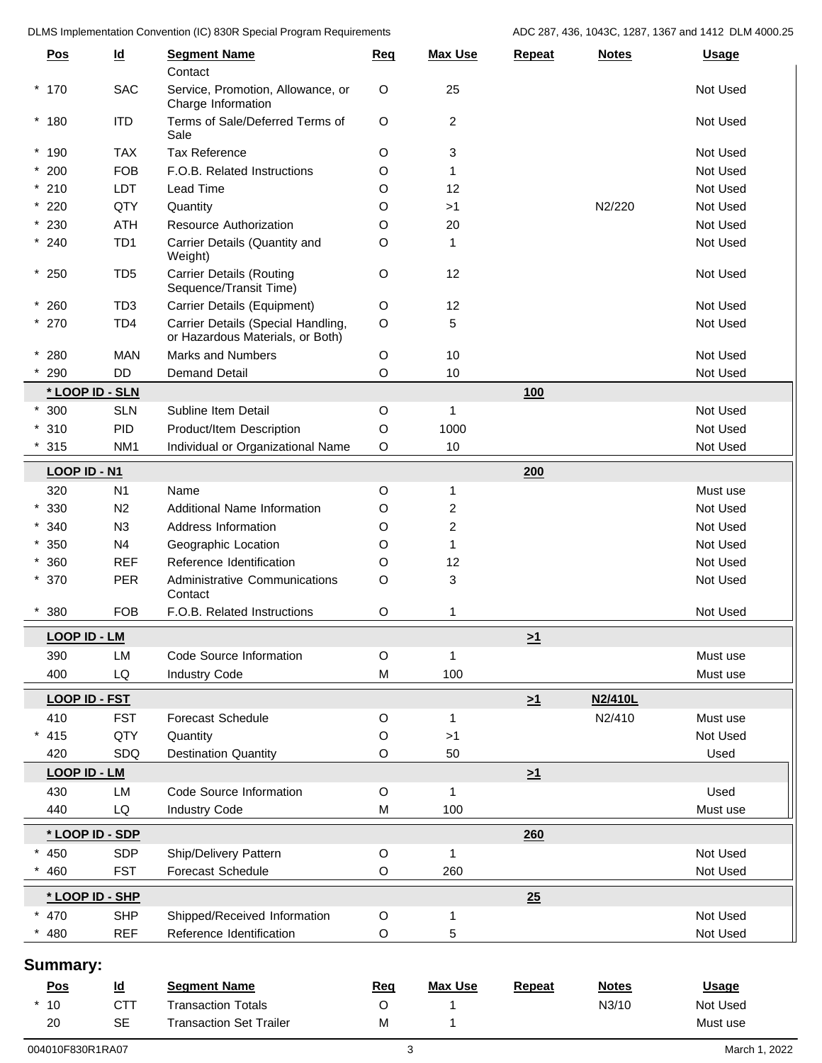| Pos | Id | Segment Name | Req | Max Use | Repeat | Notes | Usage |
|---|---|---|---|---|---|---|---|
| | | Contact | | | | | |
| * 170 | SAC | Service, Promotion, Allowance, or Charge Information | O | 25 | | | Not Used |
| * 180 | ITD | Terms of Sale/Deferred Terms of Sale | O | 2 | | | Not Used |
| * 190 | TAX | Tax Reference | O | 3 | | | Not Used |
| * 200 | FOB | F.O.B. Related Instructions | O | 1 | | | Not Used |
| * 210 | LDT | Lead Time | O | 12 | | | Not Used |
| * 220 | QTY | Quantity | O | >1 | | N2/220 | Not Used |
| * 230 | ATH | Resource Authorization | O | 20 | | | Not Used |
| * 240 | TD1 | Carrier Details (Quantity and Weight) | O | 1 | | | Not Used |
| * 250 | TD5 | Carrier Details (Routing Sequence/Transit Time) | O | 12 | | | Not Used |
| * 260 | TD3 | Carrier Details (Equipment) | O | 12 | | | Not Used |
| * 270 | TD4 | Carrier Details (Special Handling, or Hazardous Materials, or Both) | O | 5 | | | Not Used |
| * 280 | MAN | Marks and Numbers | O | 10 | | | Not Used |
| * 290 | DD | Demand Detail | O | 10 | | | Not Used |
| **\* LOOP ID - SLN** | | | | | **100** | | |
| * 300 | SLN | Subline Item Detail | O | 1 | | | Not Used |
| * 310 | PID | Product/Item Description | O | 1000 | | | Not Used |
| * 315 | NM1 | Individual or Organizational Name | O | 10 | | | Not Used |
| **LOOP ID - N1** | | | | | **200** | | |
| 320 | N1 | Name | O | 1 | | | Must use |
| * 330 | N2 | Additional Name Information | O | 2 | | | Not Used |
| * 340 | N3 | Address Information | O | 2 | | | Not Used |
| * 350 | N4 | Geographic Location | O | 1 | | | Not Used |
| * 360 | REF | Reference Identification | O | 12 | | | Not Used |
| * 370 | PER | Administrative Communications Contact | O | 3 | | | Not Used |
| * 380 | FOB | F.O.B. Related Instructions | O | 1 | | | Not Used |
| **LOOP ID - LM** | | | | | **>1** | | |
| 390 | LM | Code Source Information | O | 1 | | | Must use |
| 400 | LQ | Industry Code | M | 100 | | | Must use |
| **LOOP ID - FST** | | | | | **>1** | **N2/410L** | |
| 410 | FST | Forecast Schedule | O | 1 | | N2/410 | Must use |
| * 415 | QTY | Quantity | O | >1 | | | Not Used |
| 420 | SDQ | Destination Quantity | O | 50 | | | Used |
| **LOOP ID - LM** | | | | | **>1** | | |
| 430 | LM | Code Source Information | O | 1 | | | Used |
| 440 | LQ | Industry Code | M | 100 | | | Must use |
| **\* LOOP ID - SDP** | | | | | **260** | | |
| * 450 | SDP | Ship/Delivery Pattern | O | 1 | | | Not Used |
| * 460 | FST | Forecast Schedule | O | 260 | | | Not Used |
| **\* LOOP ID - SHP** | | | | | **25** | | |
| * 470 | SHP | Shipped/Received Information | O | 1 | | | Not Used |
| * 480 | REF | Reference Identification | O | 5 | | | Not Used |

## Summary:

| Pos | Id | Segment Name | Req | Max Use | Repeat | Notes | Usage |
|---|---|---|---|---|---|---|---|
| * 10 | CTT | Transaction Totals | O | 1 | | N3/10 | Not Used |
| 20 | SE | Transaction Set Trailer | M | 1 | | | Must use |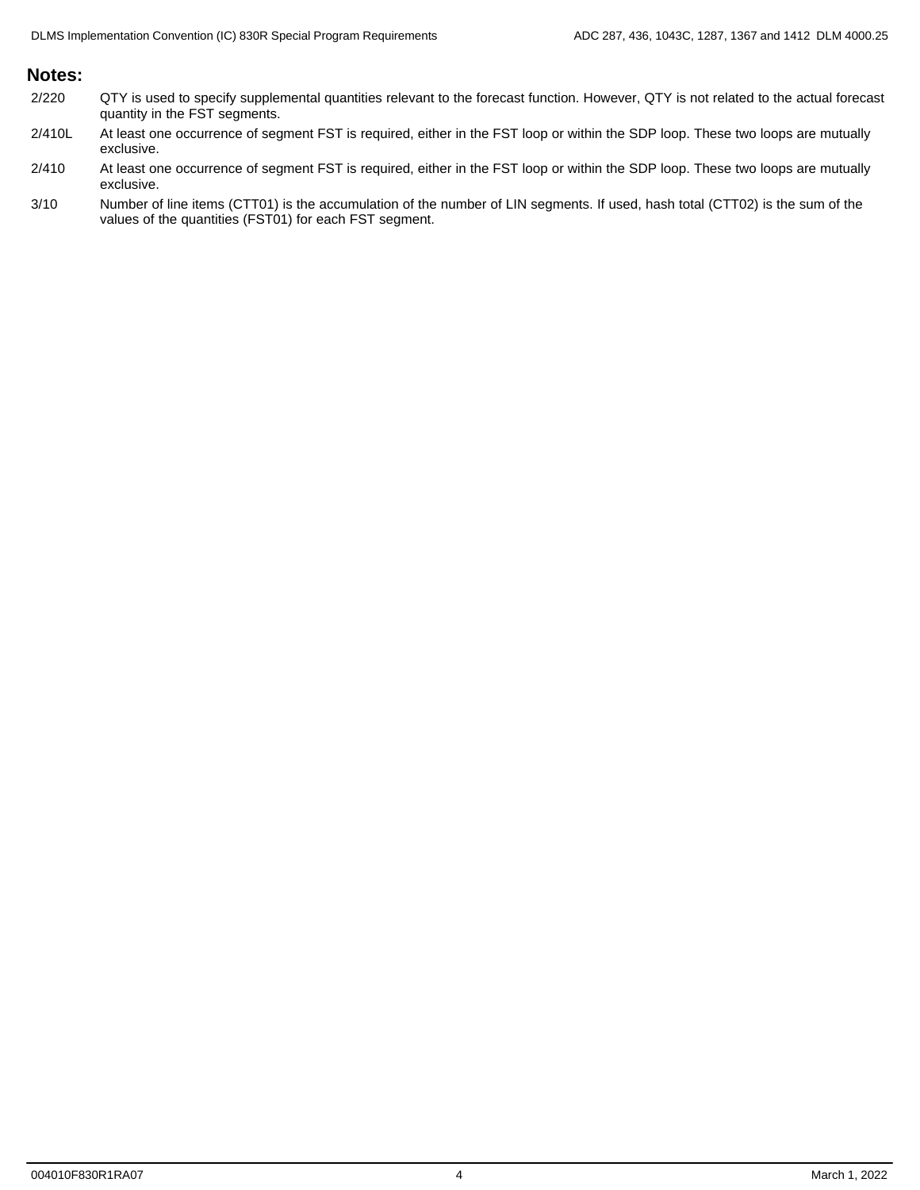## Notes:

| | |
|---|---|
| 2/220 | QTY is used to specify supplemental quantities relevant to the forecast function. However, QTY is not related to the actual forecast quantity in the FST segments. |
| 2/410L | At least one occurrence of segment FST is required, either in the FST loop or within the SDP loop. These two loops are mutually exclusive. |
| 2/410 | At least one occurrence of segment FST is required, either in the FST loop or within the SDP loop. These two loops are mutually exclusive. |
| 3/10 | Number of line items (CTT01) is the accumulation of the number of LIN segments. If used, hash total (CTT02) is the sum of the values of the quantities (FST01) for each FST segment. |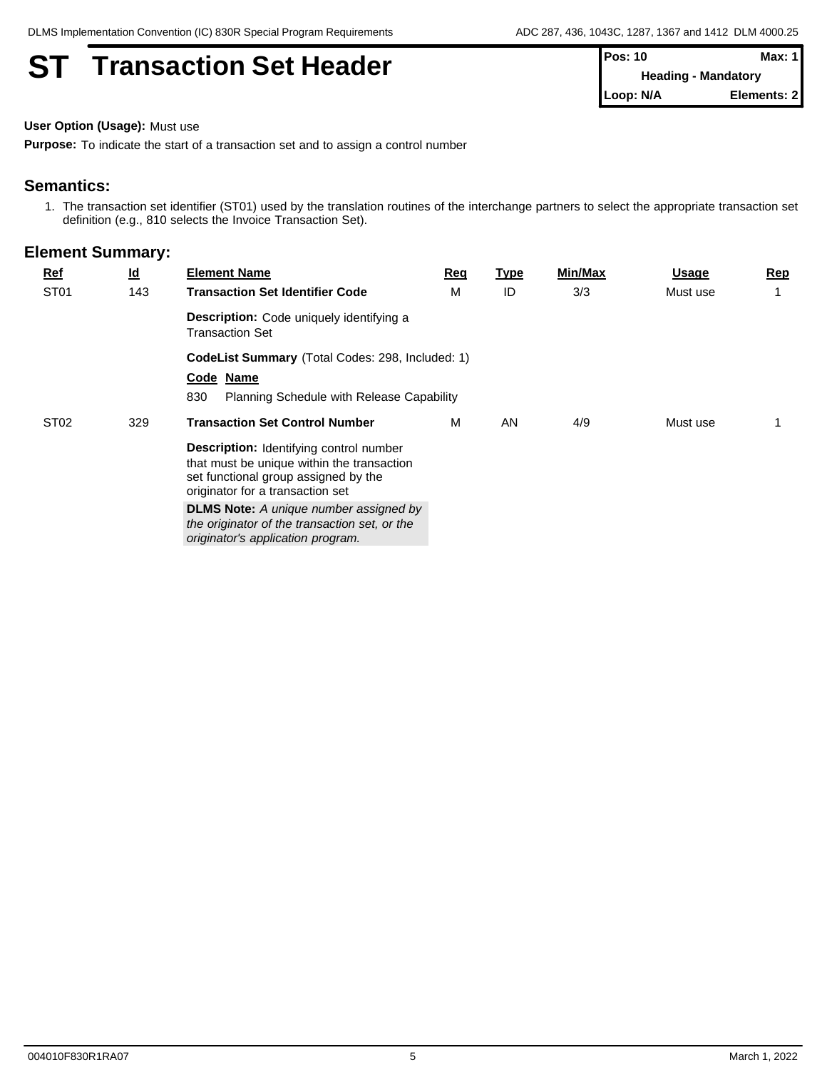# ST Transaction Set Header

| Pos: 10 | Max: 1 |
| --- | --- |
| Heading - Mandatory | |
| Loop: N/A | Elements: 2 |

**User Option (Usage):** Must use

**Purpose:** To indicate the start of a transaction set and to assign a control number

## Semantics:

1. The transaction set identifier (ST01) used by the translation routines of the interchange partners to select the appropriate transaction set definition (e.g., 810 selects the Invoice Transaction Set).

## Element Summary:

| Ref | Id | Element Name | Req | Type | Min/Max | Usage | Rep |
| --- | --- | --- | --- | --- | --- | --- | --- |
| ST01 | 143 | **Transaction Set Identifier Code** | M | ID | 3/3 | Must use | 1 |
| | | **Description:** Code uniquely identifying a Transaction Set | | | | | |
| | | **CodeList Summary** (Total Codes: 298, Included: 1) | | | | | |
| | | **Code Name** | | | | | |
| | | 830 Planning Schedule with Release Capability | | | | | |
| ST02 | 329 | **Transaction Set Control Number** | M | AN | 4/9 | Must use | 1 |
| | | **Description:** Identifying control number that must be unique within the transaction set functional group assigned by the originator for a transaction set | | | | | |
| | | **DLMS Note:** *A unique number assigned by the originator of the transaction set, or the originator's application program.* | | | | | |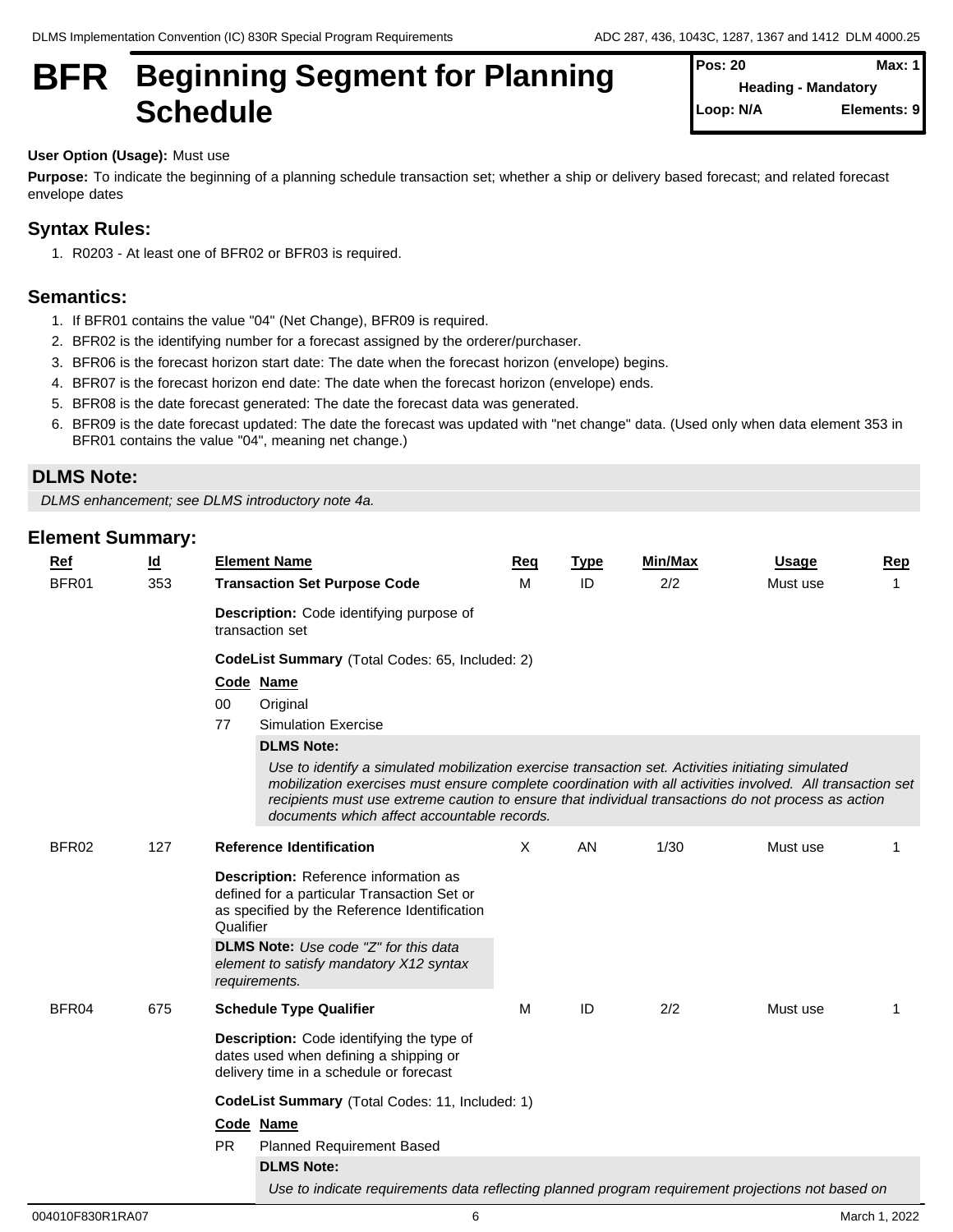# BFR Beginning Segment for Planning Schedule

**Pos: 20** | **Max: 1**
**Heading - Mandatory**
**Loop: N/A** | **Elements: 9**

**User Option (Usage):** Must use

**Purpose:** To indicate the beginning of a planning schedule transaction set; whether a ship or delivery based forecast; and related forecast envelope dates

## Syntax Rules:

1. R0203 - At least one of BFR02 or BFR03 is required.

## Semantics:

1. If BFR01 contains the value "04" (Net Change), BFR09 is required.
2. BFR02 is the identifying number for a forecast assigned by the orderer/purchaser.
3. BFR06 is the forecast horizon start date: The date when the forecast horizon (envelope) begins.
4. BFR07 is the forecast horizon end date: The date when the forecast horizon (envelope) ends.
5. BFR08 is the date forecast generated: The date the forecast data was generated.
6. BFR09 is the date forecast updated: The date the forecast was updated with "net change" data. (Used only when data element 353 in BFR01 contains the value "04", meaning net change.)

## DLMS Note:

*DLMS enhancement; see DLMS introductory note 4a.*

## Element Summary:

| Ref | Id | Element Name | Req | Type | Min/Max | Usage | Rep |
|---|---|---|---|---|---|---|---|
| BFR01 | 353 | **Transaction Set Purpose Code** | M | ID | 2/2 | Must use | 1 |

**Description:** Code identifying purpose of transaction set

**CodeList Summary** (Total Codes: 65, Included: 2)

| Code | Name |
|---|---|
| 00 | Original |
| 77 | Simulation Exercise |

**DLMS Note:**

*Use to identify a simulated mobilization exercise transaction set. Activities initiating simulated mobilization exercises must ensure complete coordination with all activities involved. All transaction set recipients must use extreme caution to ensure that individual transactions do not process as action documents which affect accountable records.*

| Ref | Id | Element Name | Req | Type | Min/Max | Usage | Rep |
|---|---|---|---|---|---|---|---|
| BFR02 | 127 | **Reference Identification** | X | AN | 1/30 | Must use | 1 |

**Description:** Reference information as defined for a particular Transaction Set or as specified by the Reference Identification Qualifier

**DLMS Note:** *Use code "Z" for this data element to satisfy mandatory X12 syntax requirements.*

| Ref | Id | Element Name | Req | Type | Min/Max | Usage | Rep |
|---|---|---|---|---|---|---|---|
| BFR04 | 675 | **Schedule Type Qualifier** | M | ID | 2/2 | Must use | 1 |

**Description:** Code identifying the type of dates used when defining a shipping or delivery time in a schedule or forecast

**CodeList Summary** (Total Codes: 11, Included: 1)

| Code | Name |
|---|---|
| PR | Planned Requirement Based |

**DLMS Note:**

*Use to indicate requirements data reflecting planned program requirement projections not based on*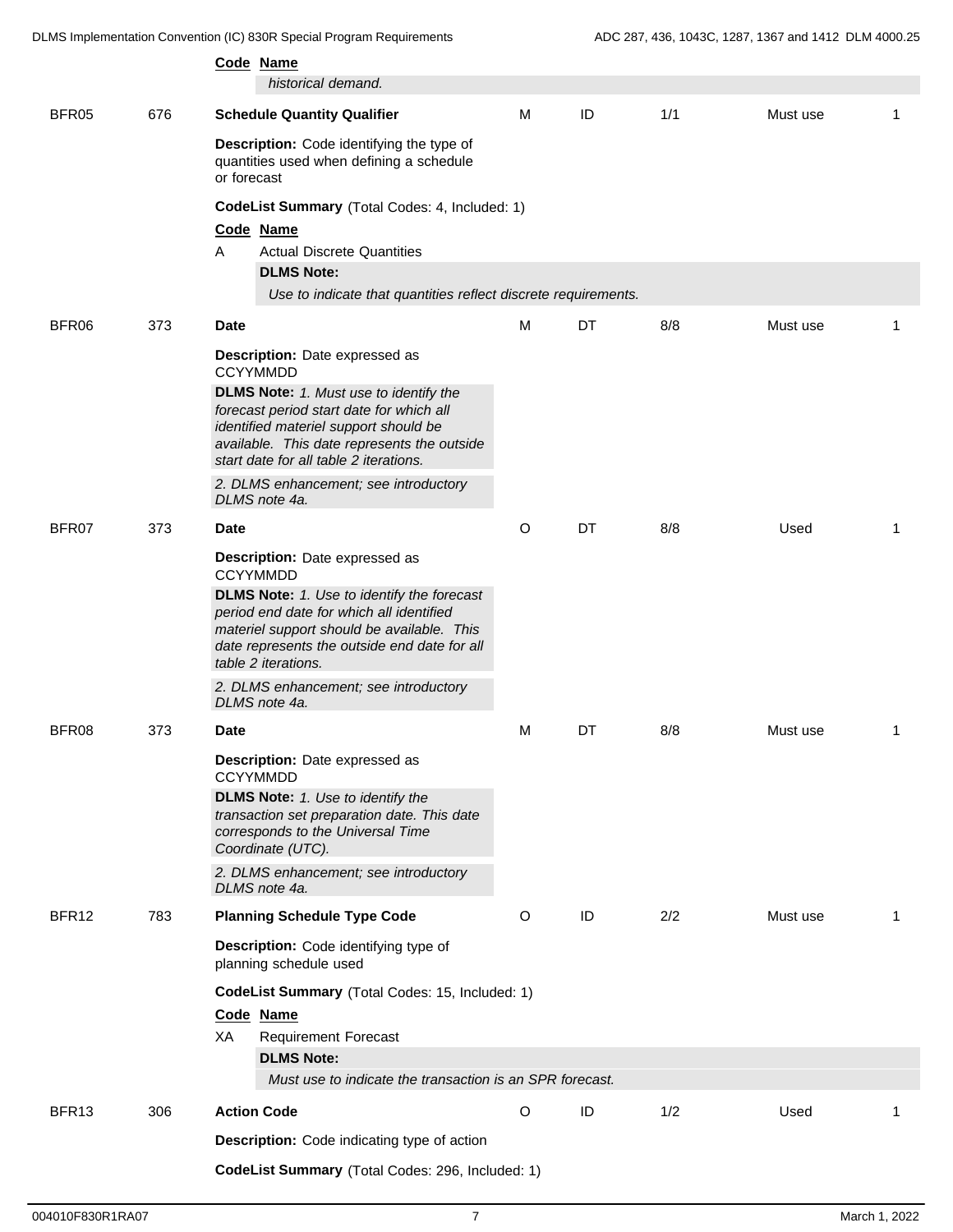| | | **Code** **Name** | | | | | |
|---|---|---|---|---|---|---|---|
| | | *historical demand.* | | | | | |
| BFR05 | 676 | **Schedule Quantity Qualifier** | M | ID | 1/1 | Must use | 1 |

**Description:** Code identifying the type of quantities used when defining a schedule or forecast

**CodeList Summary** (Total Codes: 4, Included: 1)

| Code | Name |
|---|---|
| A | Actual Discrete Quantities |

**DLMS Note:**

*Use to indicate that quantities reflect discrete requirements.*

| BFR06 | 373 | **Date** | M | DT | 8/8 | Must use | 1 |
|---|---|---|---|---|---|---|---|

**Description:** Date expressed as CCYYMMDD

**DLMS Note:** *1. Must use to identify the forecast period start date for which all identified materiel support should be available. This date represents the outside start date for all table 2 iterations.*

*2. DLMS enhancement; see introductory DLMS note 4a.*

| BFR07 | 373 | **Date** | O | DT | 8/8 | Used | 1 |
|---|---|---|---|---|---|---|---|

**Description:** Date expressed as CCYYMMDD

**DLMS Note:** *1. Use to identify the forecast period end date for which all identified materiel support should be available. This date represents the outside end date for all table 2 iterations.*

*2. DLMS enhancement; see introductory DLMS note 4a.*

| BFR08 | 373 | **Date** | M | DT | 8/8 | Must use | 1 |
|---|---|---|---|---|---|---|---|

**Description:** Date expressed as CCYYMMDD

**DLMS Note:** *1. Use to identify the transaction set preparation date. This date corresponds to the Universal Time Coordinate (UTC).*

*2. DLMS enhancement; see introductory DLMS note 4a.*

| BFR12 | 783 | **Planning Schedule Type Code** | O | ID | 2/2 | Must use | 1 |
|---|---|---|---|---|---|---|---|

**Description:** Code identifying type of planning schedule used

**CodeList Summary** (Total Codes: 15, Included: 1)

| Code | Name |
|---|---|
| XA | Requirement Forecast |

**DLMS Note:**

*Must use to indicate the transaction is an SPR forecast.*

| BFR13 | 306 | **Action Code** | O | ID | 1/2 | Used | 1 |
|---|---|---|---|---|---|---|---|

**Description:** Code indicating type of action

**CodeList Summary** (Total Codes: 296, Included: 1)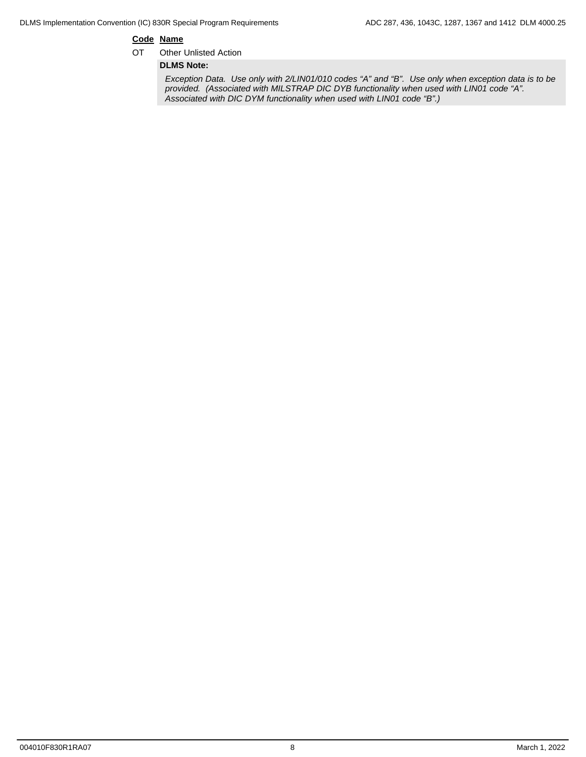| Code | Name |
|---|---|
| OT | Other Unlisted Action |

**DLMS Note:**

*Exception Data. Use only with 2/LIN01/010 codes "A" and "B". Use only when exception data is to be provided. (Associated with MILSTRAP DIC DYB functionality when used with LIN01 code "A". Associated with DIC DYM functionality when used with LIN01 code "B".)*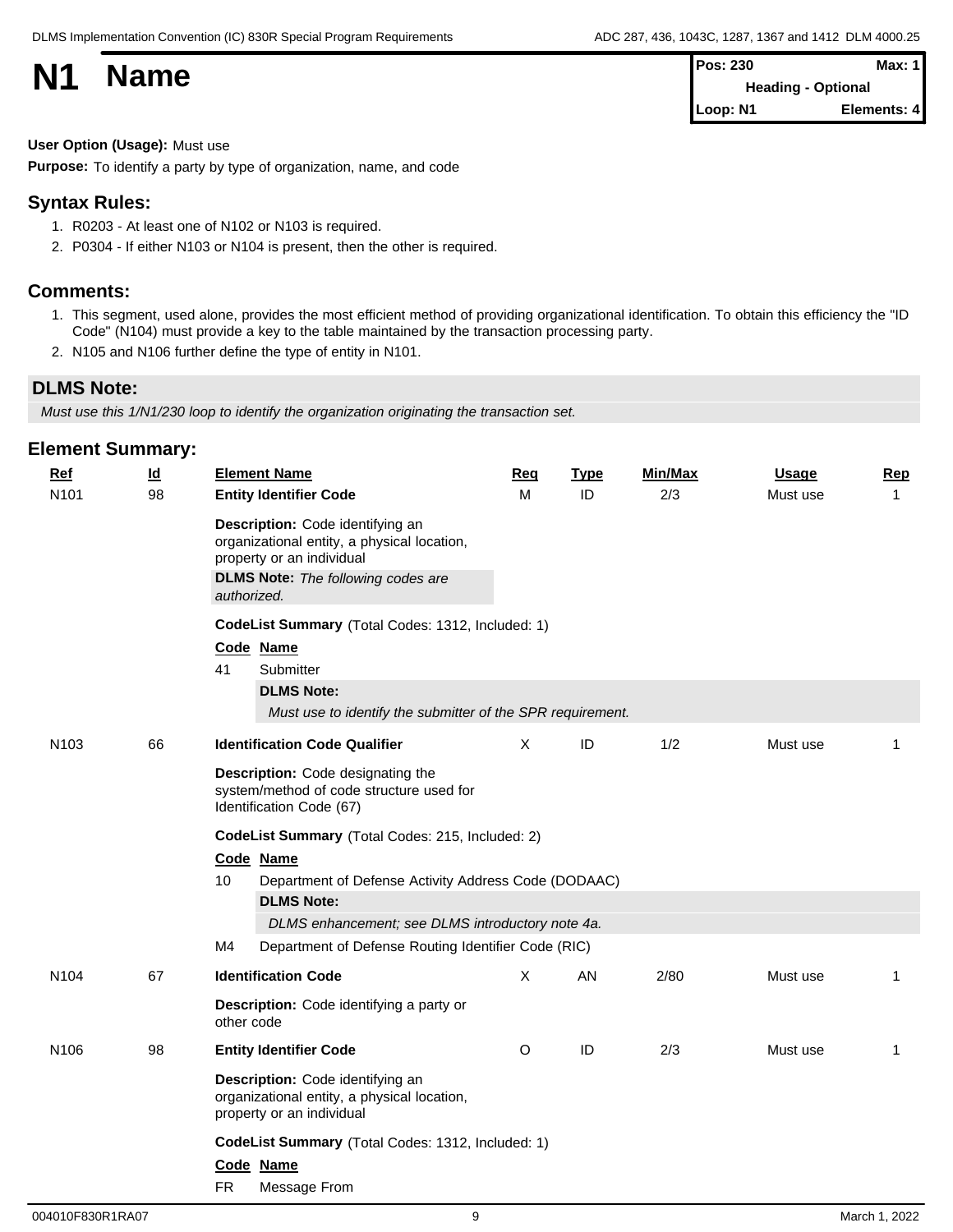# N1 Name

| Pos: 230 | Max: 1 |
|---|---|
| Heading - Optional | |
| Loop: N1 | Elements: 4 |

**User Option (Usage):** Must use

**Purpose:** To identify a party by type of organization, name, and code

## Syntax Rules:

1. R0203 - At least one of N102 or N103 is required.
2. P0304 - If either N103 or N104 is present, then the other is required.

## Comments:

1. This segment, used alone, provides the most efficient method of providing organizational identification. To obtain this efficiency the "ID Code" (N104) must provide a key to the table maintained by the transaction processing party.
2. N105 and N106 further define the type of entity in N101.

## DLMS Note:

*Must use this 1/N1/230 loop to identify the organization originating the transaction set.*

## Element Summary:

| Ref | Id | Element Name | Req | Type | Min/Max | Usage | Rep |
|---|---|---|---|---|---|---|---|
| N101 | 98 | **Entity Identifier Code** | M | ID | 2/3 | Must use | 1 |
| N103 | 66 | **Identification Code Qualifier** | X | ID | 1/2 | Must use | 1 |
| N104 | 67 | **Identification Code** | X | AN | 2/80 | Must use | 1 |
| N106 | 98 | **Entity Identifier Code** | O | ID | 2/3 | Must use | 1 |

### N101 - Entity Identifier Code

**Description:** Code identifying an organizational entity, a physical location, property or an individual

**DLMS Note:** *The following codes are authorized.*

**CodeList Summary** (Total Codes: 1312, Included: 1)

| Code | Name |
|---|---|
| 41 | Submitter |

**DLMS Note:**
*Must use to identify the submitter of the SPR requirement.*

### N103 - Identification Code Qualifier

**Description:** Code designating the system/method of code structure used for Identification Code (67)

**CodeList Summary** (Total Codes: 215, Included: 2)

| Code | Name |
|---|---|
| 10 | Department of Defense Activity Address Code (DODAAC) |
| M4 | Department of Defense Routing Identifier Code (RIC) |

**DLMS Note** (code 10):
*DLMS enhancement; see DLMS introductory note 4a.*

### N104 - Identification Code

**Description:** Code identifying a party or other code

### N106 - Entity Identifier Code

**Description:** Code identifying an organizational entity, a physical location, property or an individual

**CodeList Summary** (Total Codes: 1312, Included: 1)

| Code | Name |
|---|---|
| FR | Message From |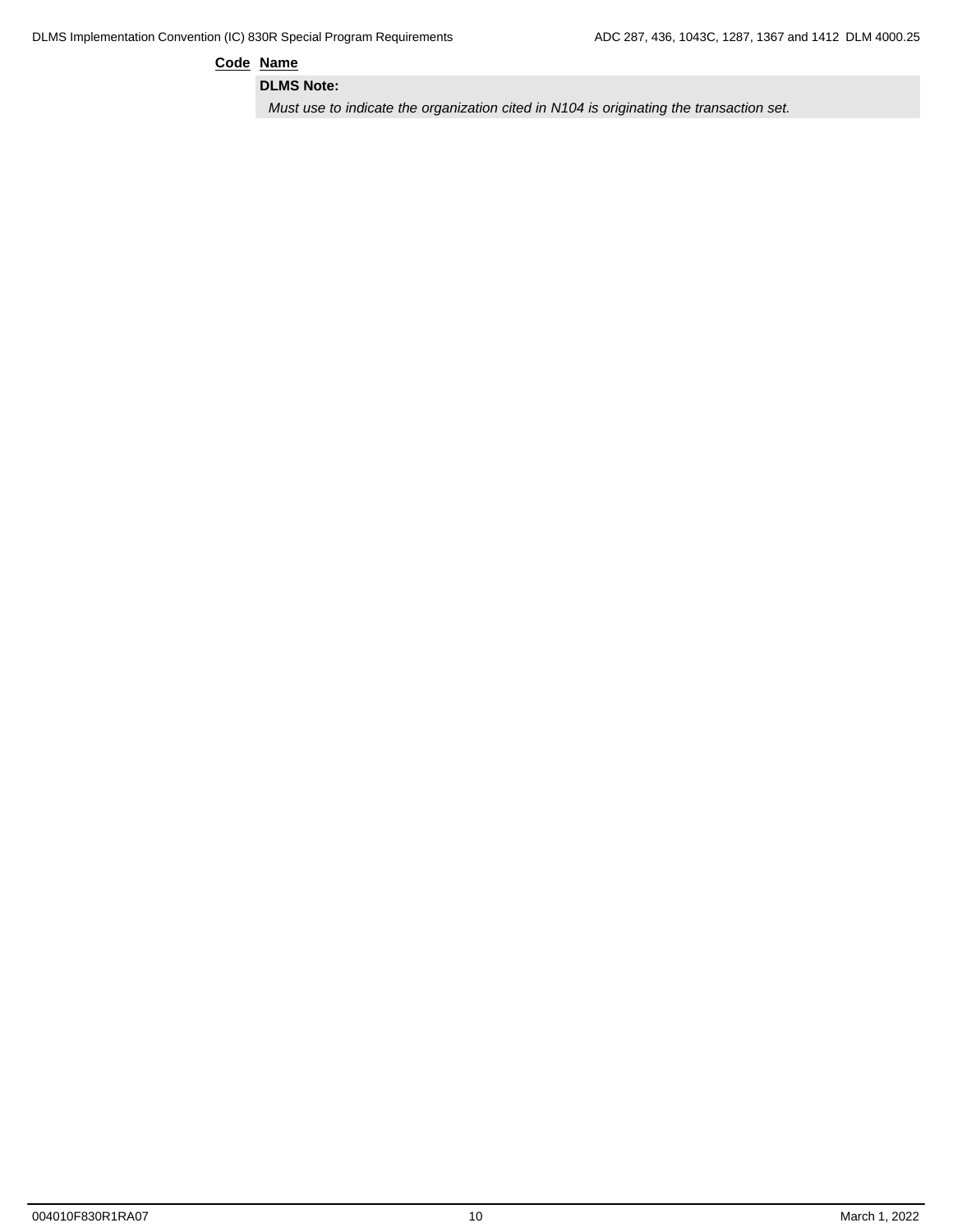**Code** **Name**

**DLMS Note:**

*Must use to indicate the organization cited in N104 is originating the transaction set.*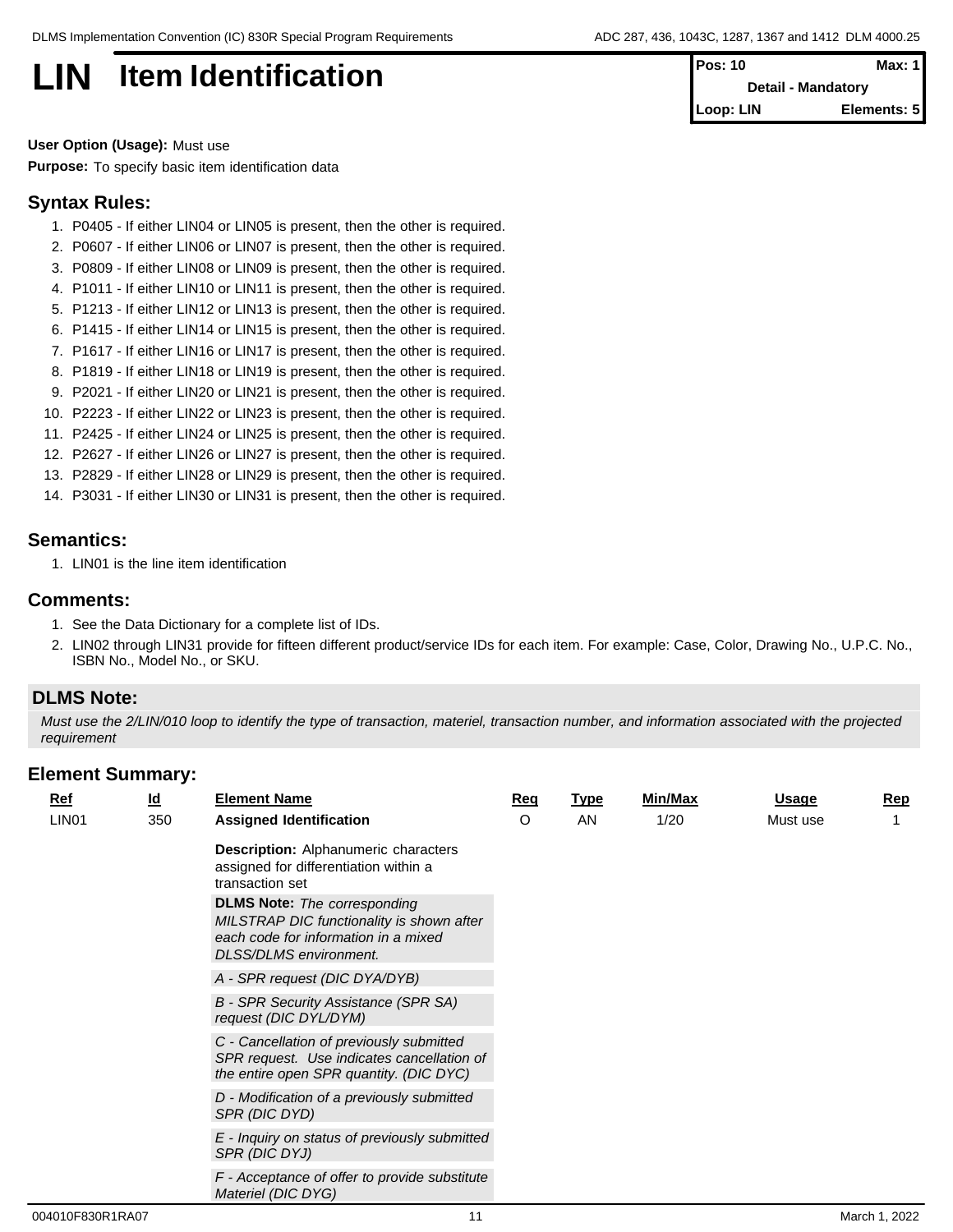# LIN Item Identification

| Pos: 10 | Max: 1 |
|---|---|
| Detail - Mandatory | |
| Loop: LIN | Elements: 5 |

**User Option (Usage):** Must use

**Purpose:** To specify basic item identification data

## Syntax Rules:

1. P0405 - If either LIN04 or LIN05 is present, then the other is required.
2. P0607 - If either LIN06 or LIN07 is present, then the other is required.
3. P0809 - If either LIN08 or LIN09 is present, then the other is required.
4. P1011 - If either LIN10 or LIN11 is present, then the other is required.
5. P1213 - If either LIN12 or LIN13 is present, then the other is required.
6. P1415 - If either LIN14 or LIN15 is present, then the other is required.
7. P1617 - If either LIN16 or LIN17 is present, then the other is required.
8. P1819 - If either LIN18 or LIN19 is present, then the other is required.
9. P2021 - If either LIN20 or LIN21 is present, then the other is required.
10. P2223 - If either LIN22 or LIN23 is present, then the other is required.
11. P2425 - If either LIN24 or LIN25 is present, then the other is required.
12. P2627 - If either LIN26 or LIN27 is present, then the other is required.
13. P2829 - If either LIN28 or LIN29 is present, then the other is required.
14. P3031 - If either LIN30 or LIN31 is present, then the other is required.

## Semantics:

1. LIN01 is the line item identification

## Comments:

1. See the Data Dictionary for a complete list of IDs.
2. LIN02 through LIN31 provide for fifteen different product/service IDs for each item. For example: Case, Color, Drawing No., U.P.C. No., ISBN No., Model No., or SKU.

## DLMS Note:

*Must use the 2/LIN/010 loop to identify the type of transaction, materiel, transaction number, and information associated with the projected requirement*

## Element Summary:

| Ref | Id | Element Name | Req | Type | Min/Max | Usage | Rep |
|---|---|---|---|---|---|---|---|
| LIN01 | 350 | **Assigned Identification** | O | AN | 1/20 | Must use | 1 |

**Description:** Alphanumeric characters assigned for differentiation within a transaction set

**DLMS Note:** *The corresponding MILSTRAP DIC functionality is shown after each code for information in a mixed DLSS/DLMS environment.*

*A - SPR request (DIC DYA/DYB)*

*B - SPR Security Assistance (SPR SA) request (DIC DYL/DYM)*

*C - Cancellation of previously submitted SPR request. Use indicates cancellation of the entire open SPR quantity. (DIC DYC)*

*D - Modification of a previously submitted SPR (DIC DYD)*

*E - Inquiry on status of previously submitted SPR (DIC DYJ)*

*F - Acceptance of offer to provide substitute Materiel (DIC DYG)*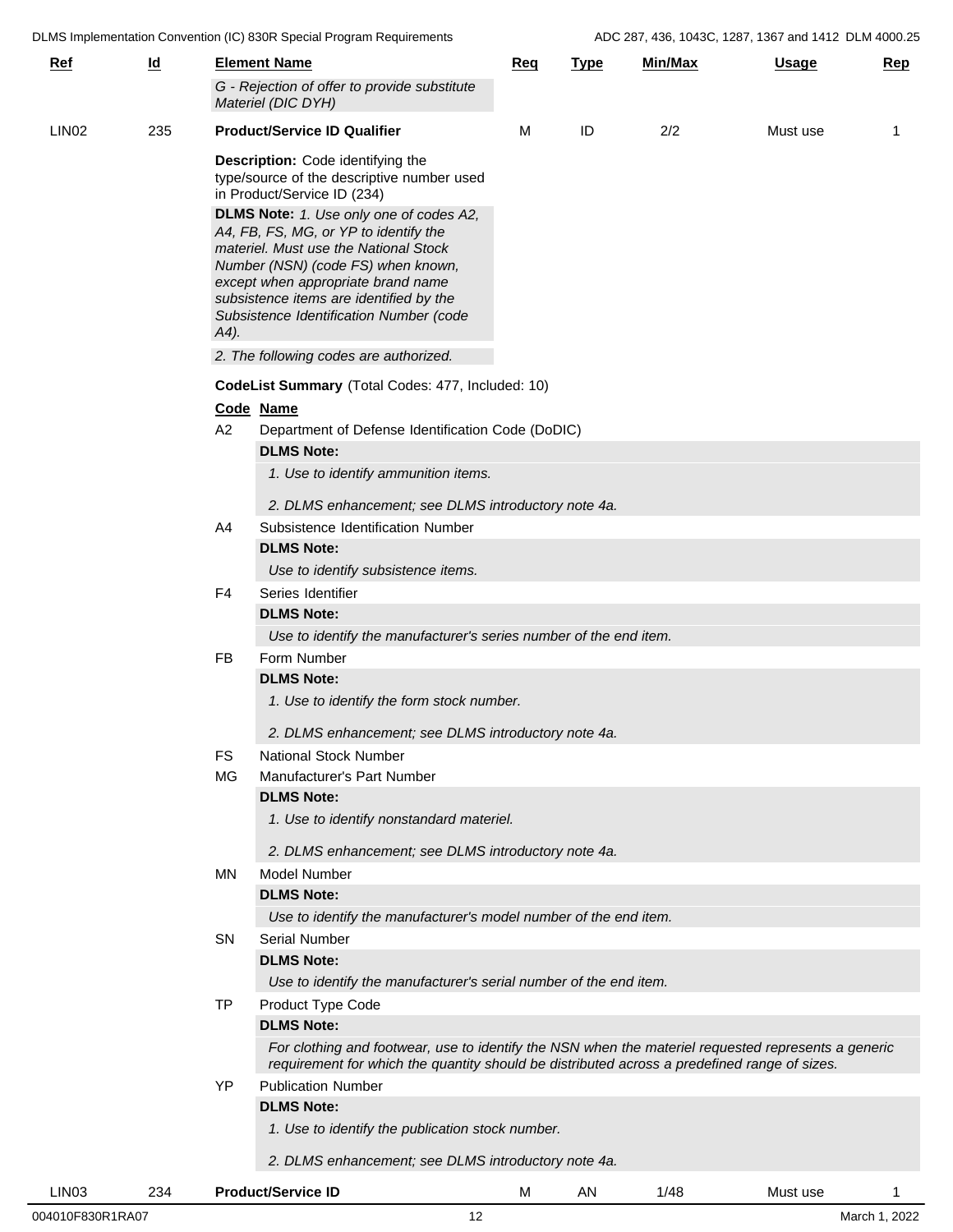| Ref | Id | Element Name | Req | Type | Min/Max | Usage | Rep |
|---|---|---|---|---|---|---|---|
| | | *G - Rejection of offer to provide substitute Materiel (DIC DYH)* | | | | | |
| LIN02 | 235 | **Product/Service ID Qualifier** | M | ID | 2/2 | Must use | 1 |

**Description:** Code identifying the type/source of the descriptive number used in Product/Service ID (234)

**DLMS Note:** *1. Use only one of codes A2, A4, FB, FS, MG, or YP to identify the materiel. Must use the National Stock Number (NSN) (code FS) when known, except when appropriate brand name subsistence items are identified by the Subsistence Identification Number (code A4).*

*2. The following codes are authorized.*

**CodeList Summary** (Total Codes: 477, Included: 10)

| Code | Name |
|---|---|
| A2 | Department of Defense Identification Code (DoDIC)<br>**DLMS Note:**<br>*1. Use to identify ammunition items.*<br>*2. DLMS enhancement; see DLMS introductory note 4a.* |
| A4 | Subsistence Identification Number<br>**DLMS Note:**<br>*Use to identify subsistence items.* |
| F4 | Series Identifier<br>**DLMS Note:**<br>*Use to identify the manufacturer's series number of the end item.* |
| FB | Form Number<br>**DLMS Note:**<br>*1. Use to identify the form stock number.*<br>*2. DLMS enhancement; see DLMS introductory note 4a.* |
| FS | National Stock Number |
| MG | Manufacturer's Part Number<br>**DLMS Note:**<br>*1. Use to identify nonstandard materiel.*<br>*2. DLMS enhancement; see DLMS introductory note 4a.* |
| MN | Model Number<br>**DLMS Note:**<br>*Use to identify the manufacturer's model number of the end item.* |
| SN | Serial Number<br>**DLMS Note:**<br>*Use to identify the manufacturer's serial number of the end item.* |
| TP | Product Type Code<br>**DLMS Note:**<br>*For clothing and footwear, use to identify the NSN when the materiel requested represents a generic requirement for which the quantity should be distributed across a predefined range of sizes.* |
| YP | Publication Number<br>**DLMS Note:**<br>*1. Use to identify the publication stock number.*<br>*2. DLMS enhancement; see DLMS introductory note 4a.* |

| Ref | Id | Element Name | Req | Type | Min/Max | Usage | Rep |
|---|---|---|---|---|---|---|---|
| LIN03 | 234 | **Product/Service ID** | M | AN | 1/48 | Must use | 1 |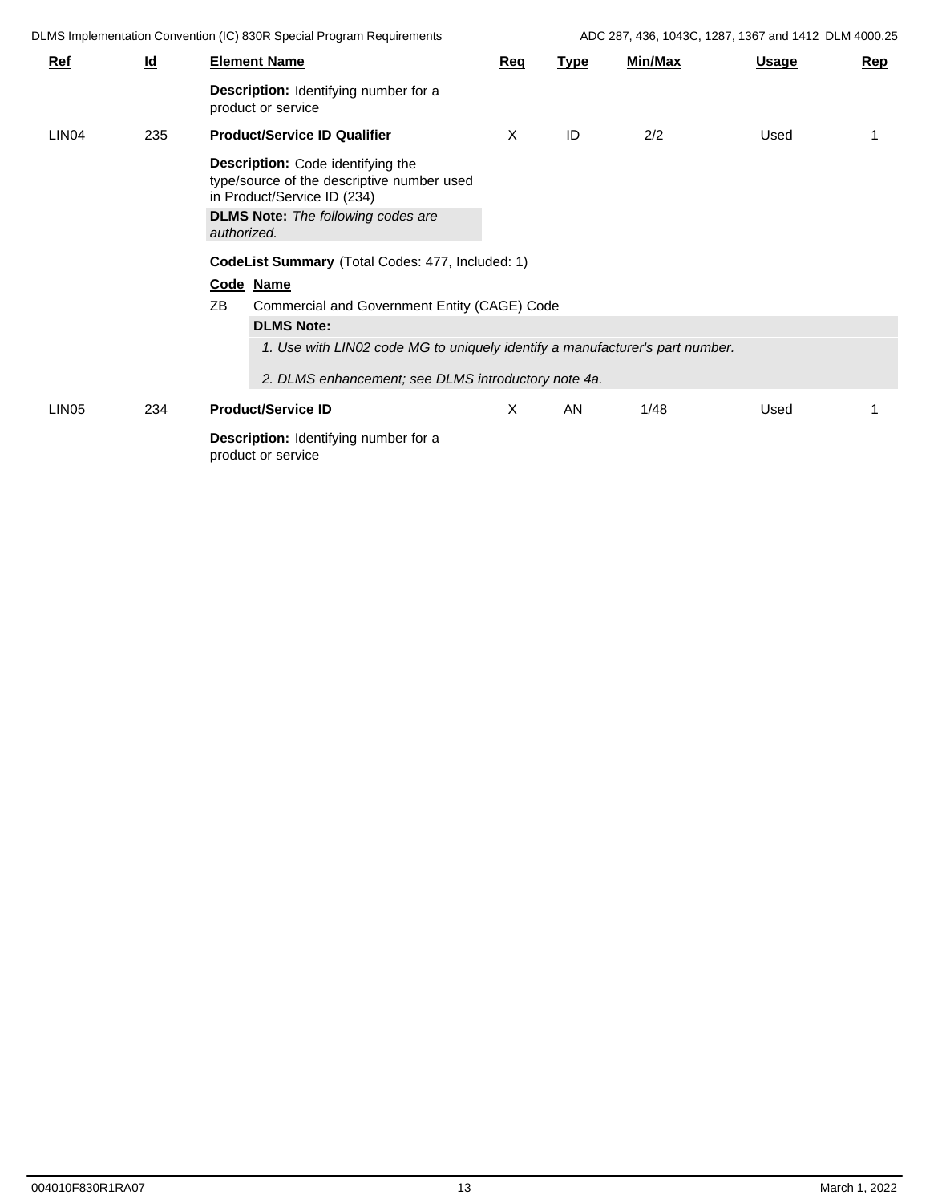| Ref | Id | Element Name | Req | Type | Min/Max | Usage | Rep |
|---|---|---|---|---|---|---|---|
| | | **Description:** Identifying number for a product or service | | | | | |
| LIN04 | 235 | **Product/Service ID Qualifier** | X | ID | 2/2 | Used | 1 |
| | | **Description:** Code identifying the type/source of the descriptive number used in Product/Service ID (234) | | | | | |
| | | **DLMS Note:** *The following codes are authorized.* | | | | | |

**CodeList Summary** (Total Codes: 477, Included: 1)

| Code | Name |
|---|---|
| ZB | Commercial and Government Entity (CAGE) Code |

**DLMS Note:**

*1. Use with LIN02 code MG to uniquely identify a manufacturer's part number.*

*2. DLMS enhancement; see DLMS introductory note 4a.*

| Ref | Id | Element Name | Req | Type | Min/Max | Usage | Rep |
|---|---|---|---|---|---|---|---|
| LIN05 | 234 | **Product/Service ID** | X | AN | 1/48 | Used | 1 |
| | | **Description:** Identifying number for a product or service | | | | | |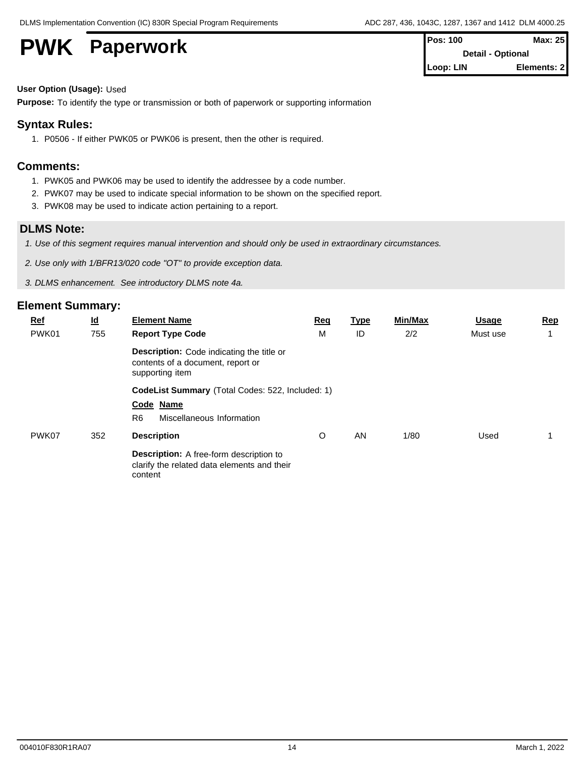# PWK Paperwork

| Pos: 100 | Max: 25 |
|---|---|
| Detail - Optional | |
| Loop: LIN | Elements: 2 |

**User Option (Usage):** Used

**Purpose:** To identify the type or transmission or both of paperwork or supporting information

## Syntax Rules:

1. P0506 - If either PWK05 or PWK06 is present, then the other is required.

## Comments:

1. PWK05 and PWK06 may be used to identify the addressee by a code number.
2. PWK07 may be used to indicate special information to be shown on the specified report.
3. PWK08 may be used to indicate action pertaining to a report.

## DLMS Note:

*1. Use of this segment requires manual intervention and should only be used in extraordinary circumstances.*

*2. Use only with 1/BFR13/020 code "OT" to provide exception data.*

*3. DLMS enhancement. See introductory DLMS note 4a.*

## Element Summary:

| Ref | Id | Element Name | Req | Type | Min/Max | Usage | Rep |
|---|---|---|---|---|---|---|---|
| PWK01 | 755 | **Report Type Code** | M | ID | 2/2 | Must use | 1 |
| | | **Description:** Code indicating the title or contents of a document, report or supporting item | | | | | |
| | | **CodeList Summary** (Total Codes: 522, Included: 1) | | | | | |
| | | **Code Name** | | | | | |
| | | R6 Miscellaneous Information | | | | | |
| PWK07 | 352 | **Description** | O | AN | 1/80 | Used | 1 |
| | | **Description:** A free-form description to clarify the related data elements and their content | | | | | |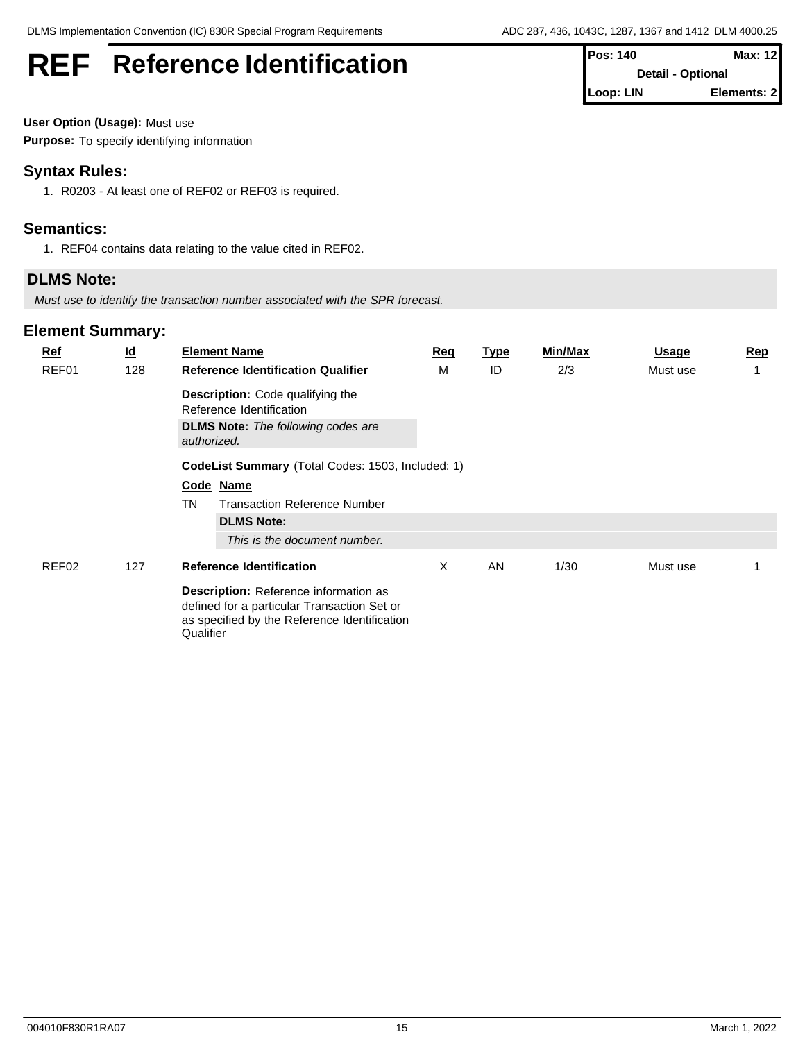# REF Reference Identification

| Pos: 140 | Max: 12 |
|---|---|
| Detail - Optional | |
| Loop: LIN | Elements: 2 |

**User Option (Usage):** Must use

**Purpose:** To specify identifying information

## Syntax Rules:

1. R0203 - At least one of REF02 or REF03 is required.

## Semantics:

1. REF04 contains data relating to the value cited in REF02.

## DLMS Note:

*Must use to identify the transaction number associated with the SPR forecast.*

## Element Summary:

| Ref | Id | Element Name | Req | Type | Min/Max | Usage | Rep |
|---|---|---|---|---|---|---|---|
| REF01 | 128 | **Reference Identification Qualifier** | M | ID | 2/3 | Must use | 1 |
| REF02 | 127 | **Reference Identification** | X | AN | 1/30 | Must use | 1 |

**REF01**

**Description:** Code qualifying the Reference Identification

**DLMS Note:** *The following codes are authorized.*

**CodeList Summary** (Total Codes: 1503, Included: 1)

| Code | Name |
|---|---|
| TN | Transaction Reference Number |

**DLMS Note:**

*This is the document number.*

**REF02**

**Description:** Reference information as defined for a particular Transaction Set or as specified by the Reference Identification Qualifier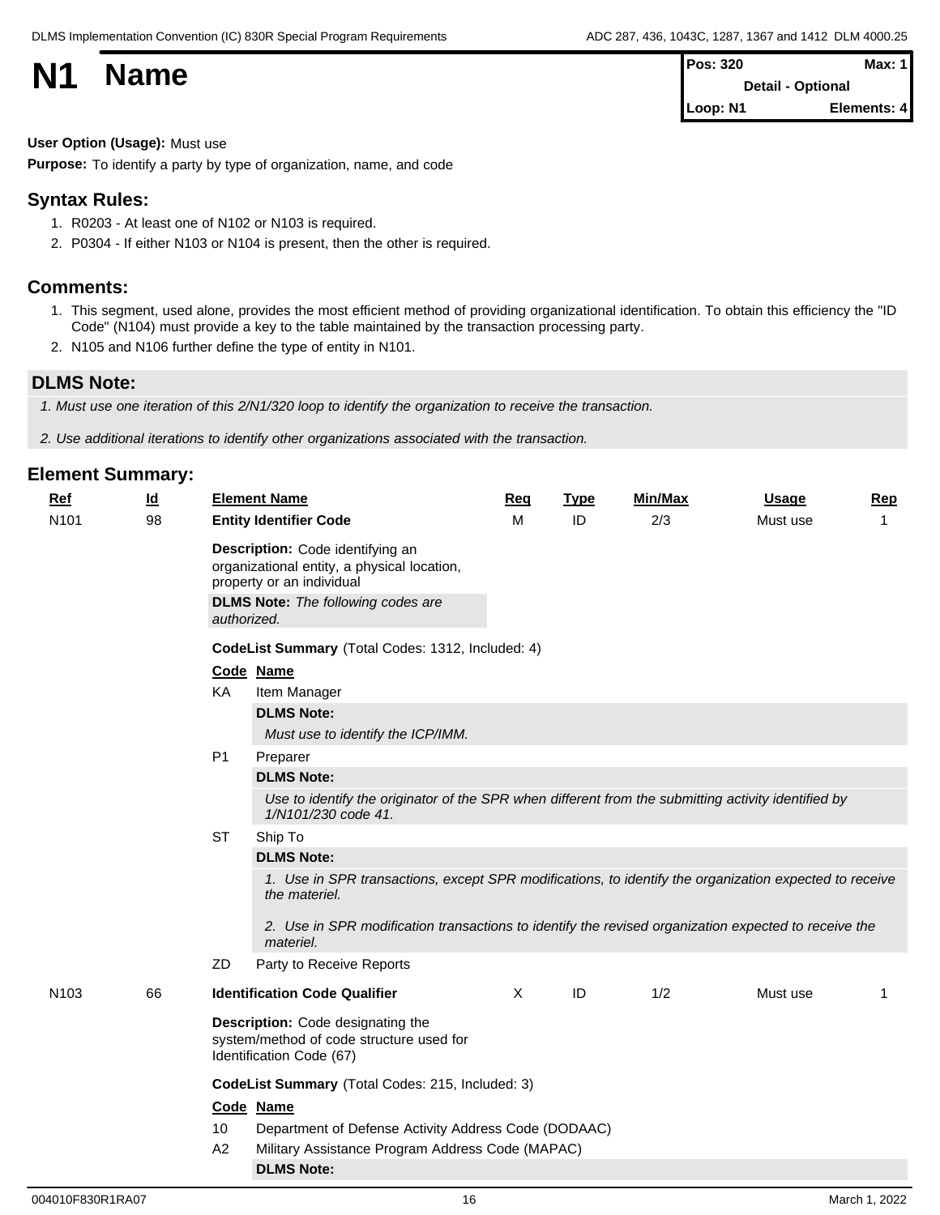# N1 Name

| Pos: 320 | Max: 1 |
|---|---|
| Detail - Optional | |
| Loop: N1 | Elements: 4 |

**User Option (Usage):** Must use

**Purpose:** To identify a party by type of organization, name, and code

## Syntax Rules:

1. R0203 - At least one of N102 or N103 is required.
2. P0304 - If either N103 or N104 is present, then the other is required.

## Comments:

1. This segment, used alone, provides the most efficient method of providing organizational identification. To obtain this efficiency the "ID Code" (N104) must provide a key to the table maintained by the transaction processing party.
2. N105 and N106 further define the type of entity in N101.

## DLMS Note:

*1. Must use one iteration of this 2/N1/320 loop to identify the organization to receive the transaction.*

*2. Use additional iterations to identify other organizations associated with the transaction.*

## Element Summary:

| Ref | Id | Element Name | Req | Type | Min/Max | Usage | Rep |
|---|---|---|---|---|---|---|---|
| N101 | 98 | **Entity Identifier Code** | M | ID | 2/3 | Must use | 1 |

**Description:** Code identifying an organizational entity, a physical location, property or an individual

**DLMS Note:** *The following codes are authorized.*

**CodeList Summary** (Total Codes: 1312, Included: 4)

| Code | Name |
|---|---|
| KA | Item Manager |
| P1 | Preparer |
| ST | Ship To |
| ZD | Party to Receive Reports |

KA — **DLMS Note:**

*Must use to identify the ICP/IMM.*

P1 — **DLMS Note:**

*Use to identify the originator of the SPR when different from the submitting activity identified by 1/N101/230 code 41.*

ST — **DLMS Note:**

*1. Use in SPR transactions, except SPR modifications, to identify the organization expected to receive the materiel.*

*2. Use in SPR modification transactions to identify the revised organization expected to receive the materiel.*

| Ref | Id | Element Name | Req | Type | Min/Max | Usage | Rep |
|---|---|---|---|---|---|---|---|
| N103 | 66 | **Identification Code Qualifier** | X | ID | 1/2 | Must use | 1 |

**Description:** Code designating the system/method of code structure used for Identification Code (67)

**CodeList Summary** (Total Codes: 215, Included: 3)

| Code | Name |
|---|---|
| 10 | Department of Defense Activity Address Code (DODAAC) |
| A2 | Military Assistance Program Address Code (MAPAC) |

A2 — **DLMS Note:**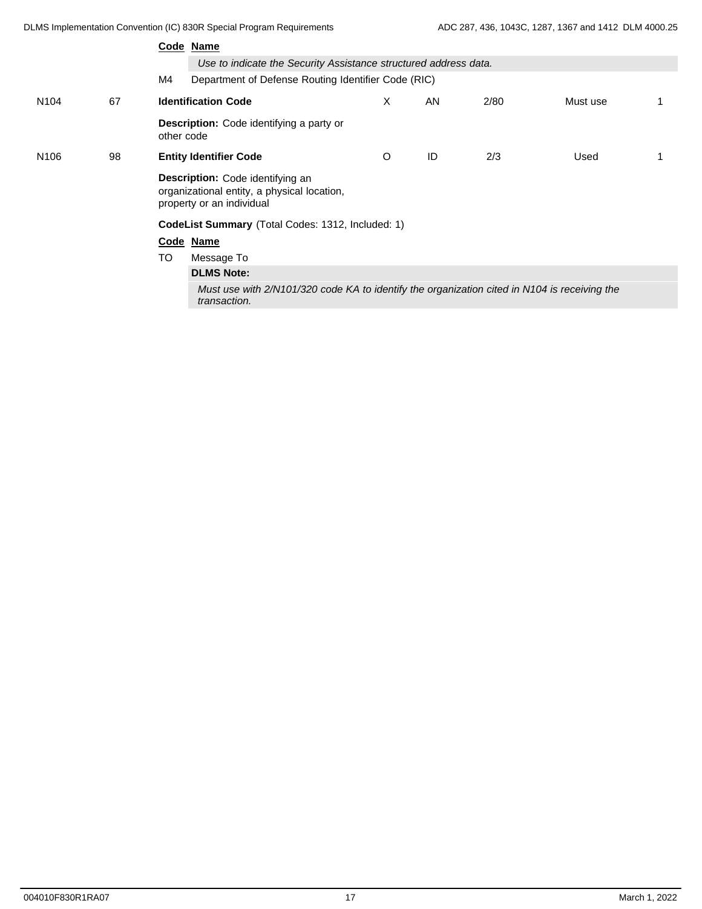| Code | Name |
|---|---|
| | *Use to indicate the Security Assistance structured address data.* |
| M4 | Department of Defense Routing Identifier Code (RIC) |

| | | | | | | | |
|---|---|---|---|---|---|---|---|
| N104 | 67 | **Identification Code** | X | AN | 2/80 | Must use | 1 |

**Description:** Code identifying a party or other code

| | | | | | | | |
|---|---|---|---|---|---|---|---|
| N106 | 98 | **Entity Identifier Code** | O | ID | 2/3 | Used | 1 |

**Description:** Code identifying an organizational entity, a physical location, property or an individual

**CodeList Summary** (Total Codes: 1312, Included: 1)

| Code | Name |
|---|---|
| TO | Message To |

**DLMS Note:**

*Must use with 2/N101/320 code KA to identify the organization cited in N104 is receiving the transaction.*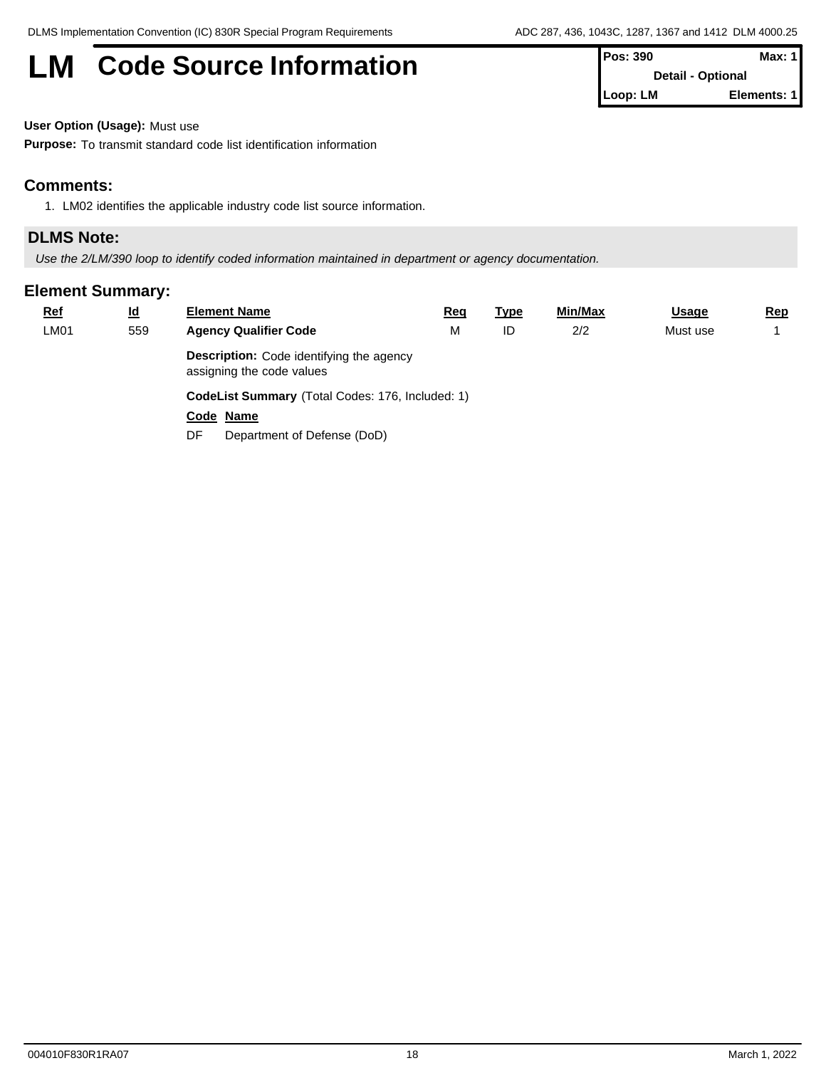# LM Code Source Information

| Pos: 390 | Max: 1 |
|---|---|
| Detail - Optional | |
| Loop: LM | Elements: 1 |

**User Option (Usage):** Must use

**Purpose:** To transmit standard code list identification information

## Comments:

1. LM02 identifies the applicable industry code list source information.

## DLMS Note:

*Use the 2/LM/390 loop to identify coded information maintained in department or agency documentation.*

## Element Summary:

| Ref | Id | Element Name | Req | Type | Min/Max | Usage | Rep |
|---|---|---|---|---|---|---|---|
| LM01 | 559 | **Agency Qualifier Code** | M | ID | 2/2 | Must use | 1 |

**Description:** Code identifying the agency assigning the code values

**CodeList Summary** (Total Codes: 176, Included: 1)

| Code | Name |
|---|---|
| DF | Department of Defense (DoD) |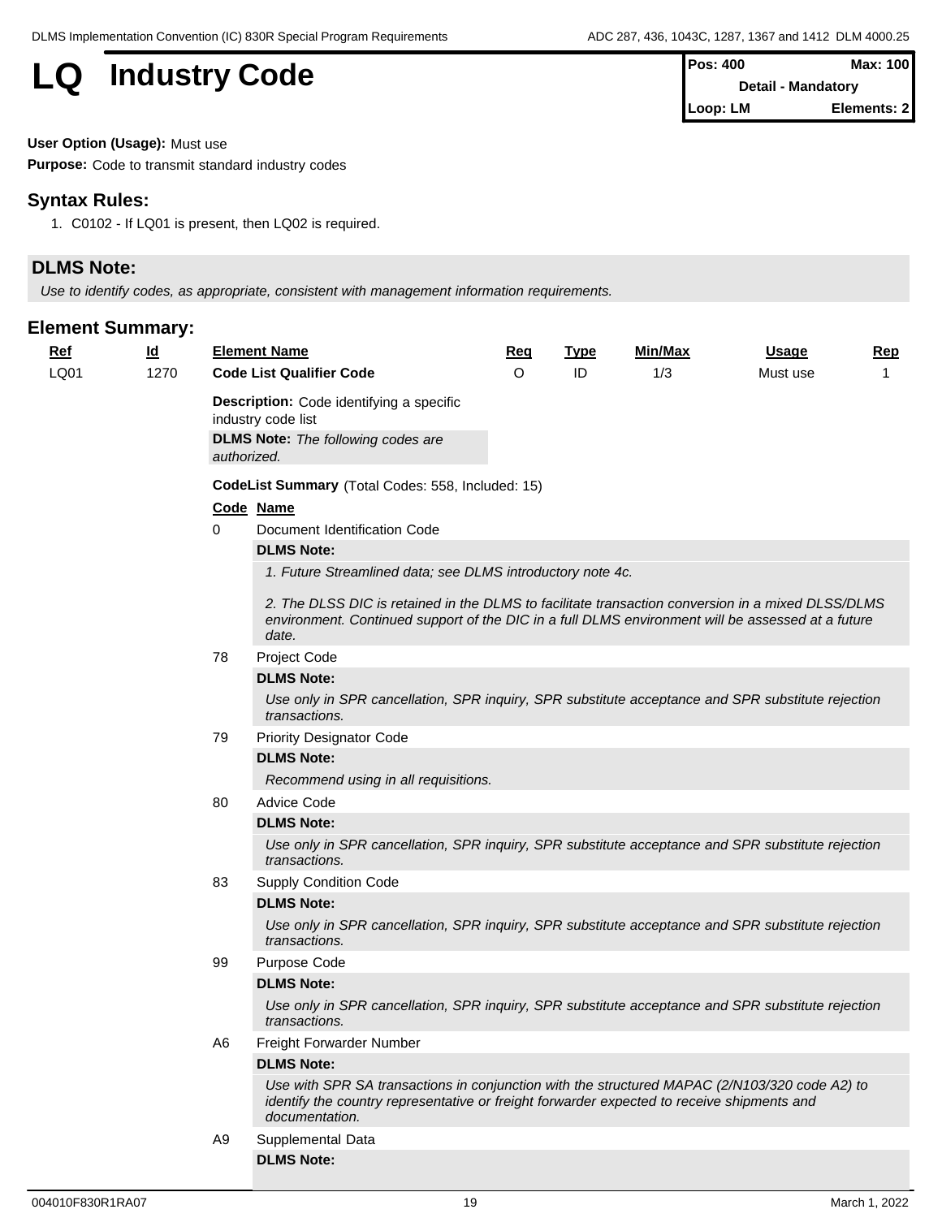# LQ Industry Code

| Pos: 400 | Max: 100 |
|---|---|
| Detail - Mandatory | |
| Loop: LM | Elements: 2 |

**User Option (Usage):** Must use

**Purpose:** Code to transmit standard industry codes

## Syntax Rules:

1. C0102 - If LQ01 is present, then LQ02 is required.

## DLMS Note:

*Use to identify codes, as appropriate, consistent with management information requirements.*

## Element Summary:

| Ref | Id | Element Name | Req | Type | Min/Max | Usage | Rep |
|---|---|---|---|---|---|---|---|
| LQ01 | 1270 | **Code List Qualifier Code** | O | ID | 1/3 | Must use | 1 |

**Description:** Code identifying a specific industry code list

**DLMS Note:** *The following codes are authorized.*

**CodeList Summary** (Total Codes: 558, Included: 15)

| Code | Name |
|---|---|
| 0 | Document Identification Code |

**DLMS Note:**

*1. Future Streamlined data; see DLMS introductory note 4c.*

*2. The DLSS DIC is retained in the DLMS to facilitate transaction conversion in a mixed DLSS/DLMS environment. Continued support of the DIC in a full DLMS environment will be assessed at a future date.*

| Code | Name |
|---|---|
| 78 | Project Code |

**DLMS Note:**

*Use only in SPR cancellation, SPR inquiry, SPR substitute acceptance and SPR substitute rejection transactions.*

| Code | Name |
|---|---|
| 79 | Priority Designator Code |

**DLMS Note:**

*Recommend using in all requisitions.*

| Code | Name |
|---|---|
| 80 | Advice Code |

**DLMS Note:**

*Use only in SPR cancellation, SPR inquiry, SPR substitute acceptance and SPR substitute rejection transactions.*

| Code | Name |
|---|---|
| 83 | Supply Condition Code |

**DLMS Note:**

*Use only in SPR cancellation, SPR inquiry, SPR substitute acceptance and SPR substitute rejection transactions.*

| Code | Name |
|---|---|
| 99 | Purpose Code |

**DLMS Note:**

*Use only in SPR cancellation, SPR inquiry, SPR substitute acceptance and SPR substitute rejection transactions.*

| Code | Name |
|---|---|
| A6 | Freight Forwarder Number |

**DLMS Note:**

*Use with SPR SA transactions in conjunction with the structured MAPAC (2/N103/320 code A2) to identify the country representative or freight forwarder expected to receive shipments and documentation.*

| Code | Name |
|---|---|
| A9 | Supplemental Data |

**DLMS Note:**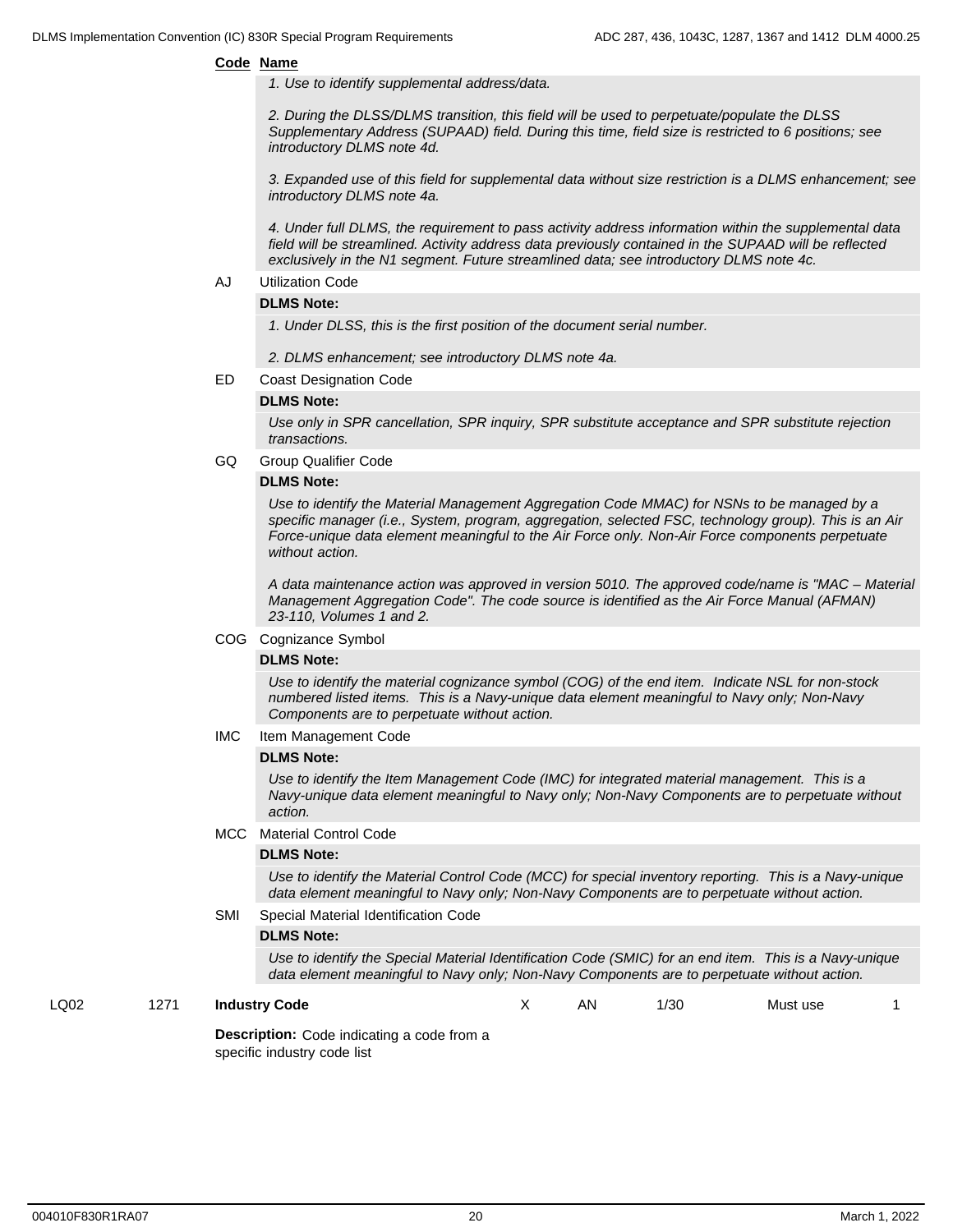**Code** **Name**

*1. Use to identify supplemental address/data.*

*2. During the DLSS/DLMS transition, this field will be used to perpetuate/populate the DLSS Supplementary Address (SUPAAD) field. During this time, field size is restricted to 6 positions; see introductory DLMS note 4d.*

*3. Expanded use of this field for supplemental data without size restriction is a DLMS enhancement; see introductory DLMS note 4a.*

*4. Under full DLMS, the requirement to pass activity address information within the supplemental data field will be streamlined. Activity address data previously contained in the SUPAAD will be reflected exclusively in the N1 segment. Future streamlined data; see introductory DLMS note 4c.*

AJ Utilization Code

**DLMS Note:**

*1. Under DLSS, this is the first position of the document serial number.*

*2. DLMS enhancement; see introductory DLMS note 4a.*

ED Coast Designation Code

**DLMS Note:**

*Use only in SPR cancellation, SPR inquiry, SPR substitute acceptance and SPR substitute rejection transactions.*

GQ Group Qualifier Code

**DLMS Note:**

*Use to identify the Material Management Aggregation Code MMAC) for NSNs to be managed by a specific manager (i.e., System, program, aggregation, selected FSC, technology group). This is an Air Force-unique data element meaningful to the Air Force only. Non-Air Force components perpetuate without action.*

*A data maintenance action was approved in version 5010. The approved code/name is "MAC – Material Management Aggregation Code". The code source is identified as the Air Force Manual (AFMAN) 23-110, Volumes 1 and 2.*

COG Cognizance Symbol

**DLMS Note:**

*Use to identify the material cognizance symbol (COG) of the end item. Indicate NSL for non-stock numbered listed items. This is a Navy-unique data element meaningful to Navy only; Non-Navy Components are to perpetuate without action.*

IMC Item Management Code

**DLMS Note:**

*Use to identify the Item Management Code (IMC) for integrated material management. This is a Navy-unique data element meaningful to Navy only; Non-Navy Components are to perpetuate without action.*

MCC Material Control Code

**DLMS Note:**

*Use to identify the Material Control Code (MCC) for special inventory reporting. This is a Navy-unique data element meaningful to Navy only; Non-Navy Components are to perpetuate without action.*

SMI Special Material Identification Code

**DLMS Note:**

*Use to identify the Special Material Identification Code (SMIC) for an end item. This is a Navy-unique data element meaningful to Navy only; Non-Navy Components are to perpetuate without action.*

| | | | | | | | |
|---|---|---|---|---|---|---|---|
| LQ02 | 1271 | **Industry Code** | X | AN | 1/30 | Must use | 1 |

**Description:** Code indicating a code from a specific industry code list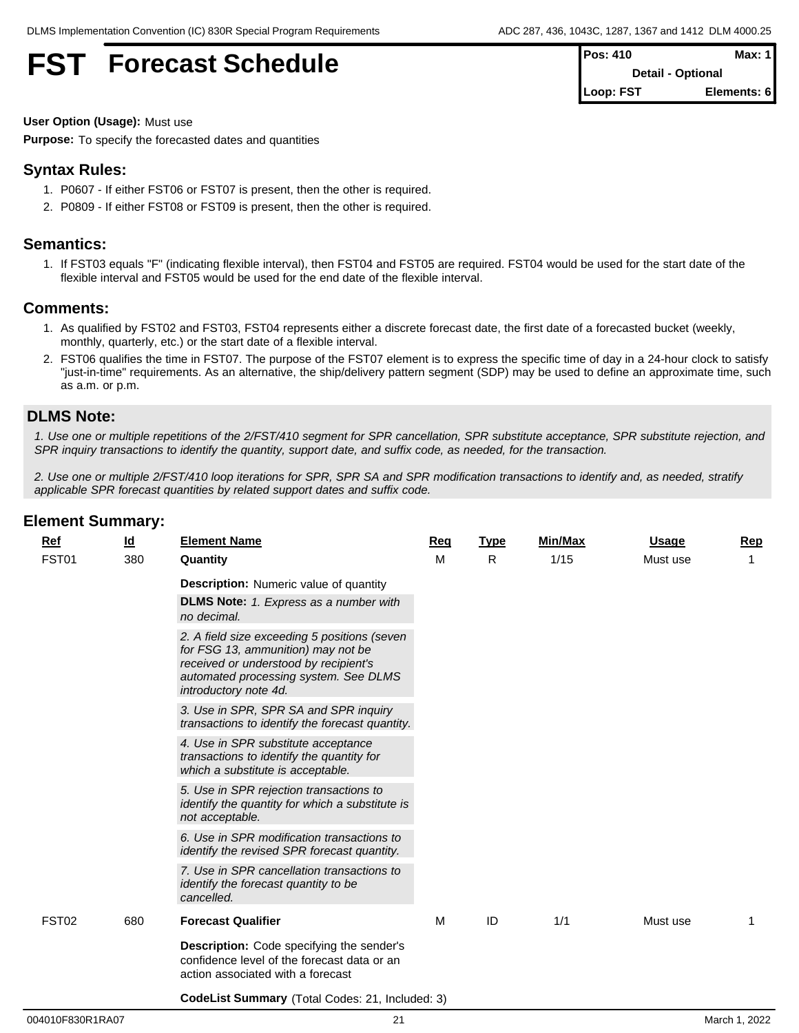# FST Forecast Schedule

| Pos: 410 | Max: 1 |
|---|---|
| Detail - Optional | |
| Loop: FST | Elements: 6 |

**User Option (Usage):** Must use

**Purpose:** To specify the forecasted dates and quantities

## Syntax Rules:

1. P0607 - If either FST06 or FST07 is present, then the other is required.
2. P0809 - If either FST08 or FST09 is present, then the other is required.

## Semantics:

1. If FST03 equals "F" (indicating flexible interval), then FST04 and FST05 are required. FST04 would be used for the start date of the flexible interval and FST05 would be used for the end date of the flexible interval.

## Comments:

1. As qualified by FST02 and FST03, FST04 represents either a discrete forecast date, the first date of a forecasted bucket (weekly, monthly, quarterly, etc.) or the start date of a flexible interval.
2. FST06 qualifies the time in FST07. The purpose of the FST07 element is to express the specific time of day in a 24-hour clock to satisfy "just-in-time" requirements. As an alternative, the ship/delivery pattern segment (SDP) may be used to define an approximate time, such as a.m. or p.m.

## DLMS Note:

*1. Use one or multiple repetitions of the 2/FST/410 segment for SPR cancellation, SPR substitute acceptance, SPR substitute rejection, and SPR inquiry transactions to identify the quantity, support date, and suffix code, as needed, for the transaction.*

*2. Use one or multiple 2/FST/410 loop iterations for SPR, SPR SA and SPR modification transactions to identify and, as needed, stratify applicable SPR forecast quantities by related support dates and suffix code.*

## Element Summary:

| Ref | Id | Element Name | Req | Type | Min/Max | Usage | Rep |
|---|---|---|---|---|---|---|---|
| FST01 | 380 | **Quantity** | M | R | 1/15 | Must use | 1 |
| FST02 | 680 | **Forecast Qualifier** | M | ID | 1/1 | Must use | 1 |

**FST01 – Quantity**

**Description:** Numeric value of quantity

**DLMS Note:** *1. Express as a number with no decimal.*

*2. A field size exceeding 5 positions (seven for FSG 13, ammunition) may not be received or understood by recipient's automated processing system. See DLMS introductory note 4d.*

*3. Use in SPR, SPR SA and SPR inquiry transactions to identify the forecast quantity.*

*4. Use in SPR substitute acceptance transactions to identify the quantity for which a substitute is acceptable.*

*5. Use in SPR rejection transactions to identify the quantity for which a substitute is not acceptable.*

*6. Use in SPR modification transactions to identify the revised SPR forecast quantity.*

*7. Use in SPR cancellation transactions to identify the forecast quantity to be cancelled.*

**FST02 – Forecast Qualifier**

**Description:** Code specifying the sender's confidence level of the forecast data or an action associated with a forecast

**CodeList Summary** (Total Codes: 21, Included: 3)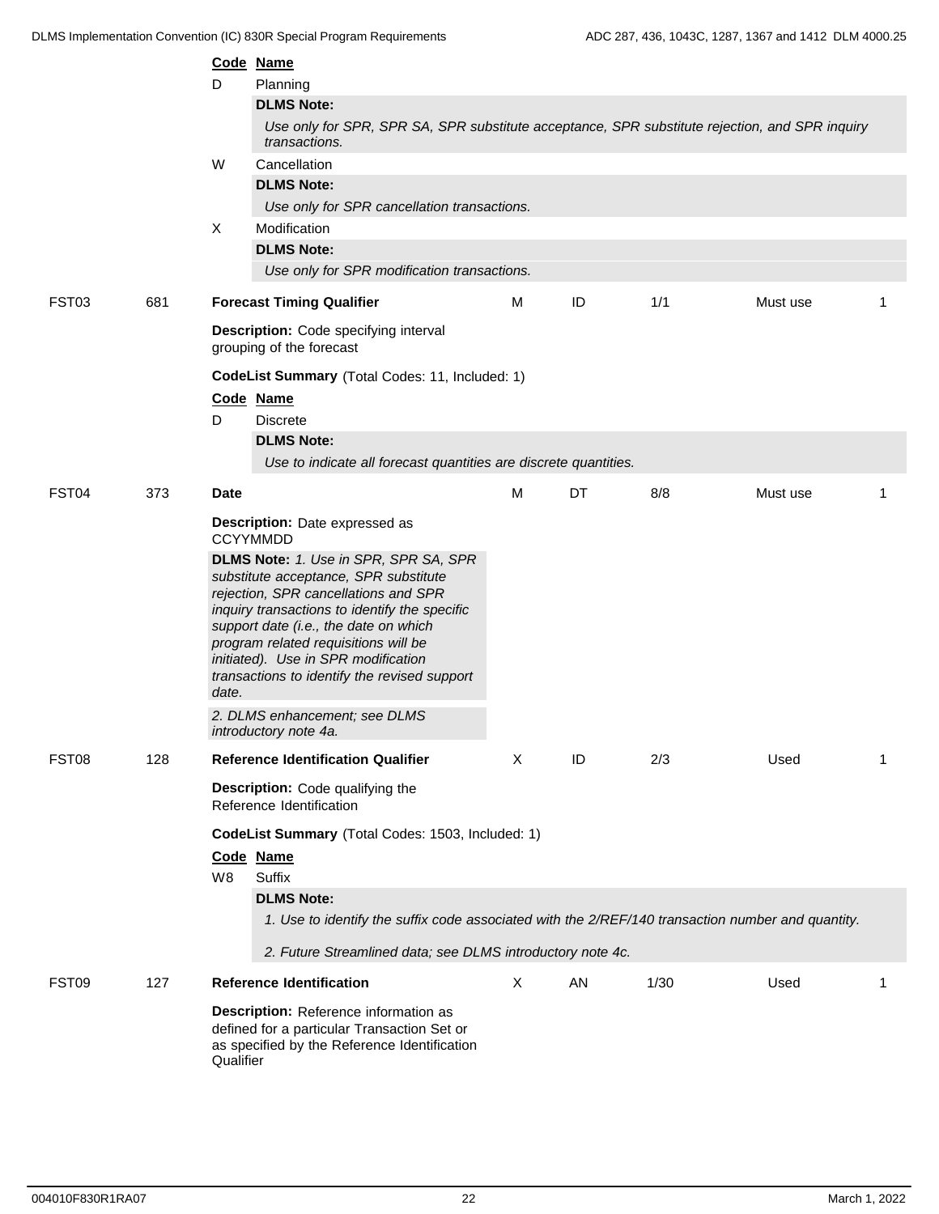**Code Name**

D Planning

**DLMS Note:**

*Use only for SPR, SPR SA, SPR substitute acceptance, SPR substitute rejection, and SPR inquiry transactions.*

W Cancellation

**DLMS Note:**

*Use only for SPR cancellation transactions.*

X Modification

**DLMS Note:**

*Use only for SPR modification transactions.*

| FST03 | 681 | **Forecast Timing Qualifier** | M | ID | 1/1 | Must use | 1 |
|---|---|---|---|---|---|---|---|

**Description:** Code specifying interval grouping of the forecast

**CodeList Summary** (Total Codes: 11, Included: 1)

**Code Name**

D Discrete

**DLMS Note:**

*Use to indicate all forecast quantities are discrete quantities.*

| FST04 | 373 | **Date** | M | DT | 8/8 | Must use | 1 |
|---|---|---|---|---|---|---|---|

**Description:** Date expressed as CCYYMMDD

**DLMS Note:** *1. Use in SPR, SPR SA, SPR substitute acceptance, SPR substitute rejection, SPR cancellations and SPR inquiry transactions to identify the specific support date (i.e., the date on which program related requisitions will be initiated). Use in SPR modification transactions to identify the revised support date.*

*2. DLMS enhancement; see DLMS introductory note 4a.*

| FST08 | 128 | **Reference Identification Qualifier** | X | ID | 2/3 | Used | 1 |
|---|---|---|---|---|---|---|---|

**Description:** Code qualifying the Reference Identification

**CodeList Summary** (Total Codes: 1503, Included: 1)

**Code Name**

W8 Suffix

**DLMS Note:**

*1. Use to identify the suffix code associated with the 2/REF/140 transaction number and quantity.*

*2. Future Streamlined data; see DLMS introductory note 4c.*

| FST09 | 127 | **Reference Identification** | X | AN | 1/30 | Used | 1 |
|---|---|---|---|---|---|---|---|

**Description:** Reference information as defined for a particular Transaction Set or as specified by the Reference Identification Qualifier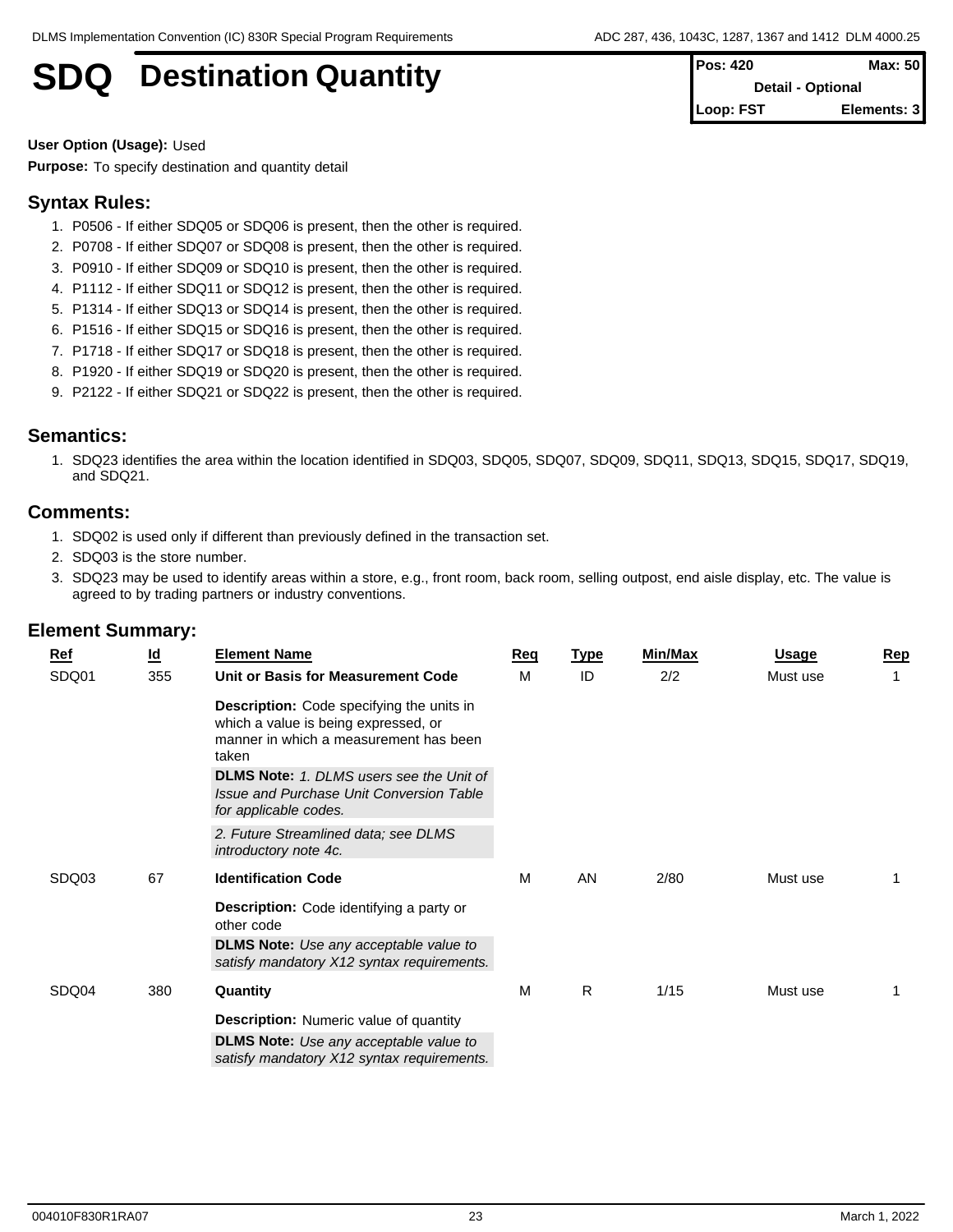# SDQ Destination Quantity

| Pos: 420 | Max: 50 |
|---|---|
| Detail - Optional | |
| Loop: FST | Elements: 3 |

**User Option (Usage):** Used

**Purpose:** To specify destination and quantity detail

## Syntax Rules:

1. P0506 - If either SDQ05 or SDQ06 is present, then the other is required.
2. P0708 - If either SDQ07 or SDQ08 is present, then the other is required.
3. P0910 - If either SDQ09 or SDQ10 is present, then the other is required.
4. P1112 - If either SDQ11 or SDQ12 is present, then the other is required.
5. P1314 - If either SDQ13 or SDQ14 is present, then the other is required.
6. P1516 - If either SDQ15 or SDQ16 is present, then the other is required.
7. P1718 - If either SDQ17 or SDQ18 is present, then the other is required.
8. P1920 - If either SDQ19 or SDQ20 is present, then the other is required.
9. P2122 - If either SDQ21 or SDQ22 is present, then the other is required.

## Semantics:

1. SDQ23 identifies the area within the location identified in SDQ03, SDQ05, SDQ07, SDQ09, SDQ11, SDQ13, SDQ15, SDQ17, SDQ19, and SDQ21.

## Comments:

1. SDQ02 is used only if different than previously defined in the transaction set.
2. SDQ03 is the store number.
3. SDQ23 may be used to identify areas within a store, e.g., front room, back room, selling outpost, end aisle display, etc. The value is agreed to by trading partners or industry conventions.

## Element Summary:

| Ref | Id | Element Name | Req | Type | Min/Max | Usage | Rep |
|---|---|---|---|---|---|---|---|
| SDQ01 | 355 | **Unit or Basis for Measurement Code** | M | ID | 2/2 | Must use | 1 |
| | | **Description:** Code specifying the units in which a value is being expressed, or manner in which a measurement has been taken | | | | | |
| | | **DLMS Note:** *1. DLMS users see the Unit of Issue and Purchase Unit Conversion Table for applicable codes.* | | | | | |
| | | *2. Future Streamlined data; see DLMS introductory note 4c.* | | | | | |
| SDQ03 | 67 | **Identification Code** | M | AN | 2/80 | Must use | 1 |
| | | **Description:** Code identifying a party or other code | | | | | |
| | | **DLMS Note:** *Use any acceptable value to satisfy mandatory X12 syntax requirements.* | | | | | |
| SDQ04 | 380 | **Quantity** | M | R | 1/15 | Must use | 1 |
| | | **Description:** Numeric value of quantity | | | | | |
| | | **DLMS Note:** *Use any acceptable value to satisfy mandatory X12 syntax requirements.* | | | | | |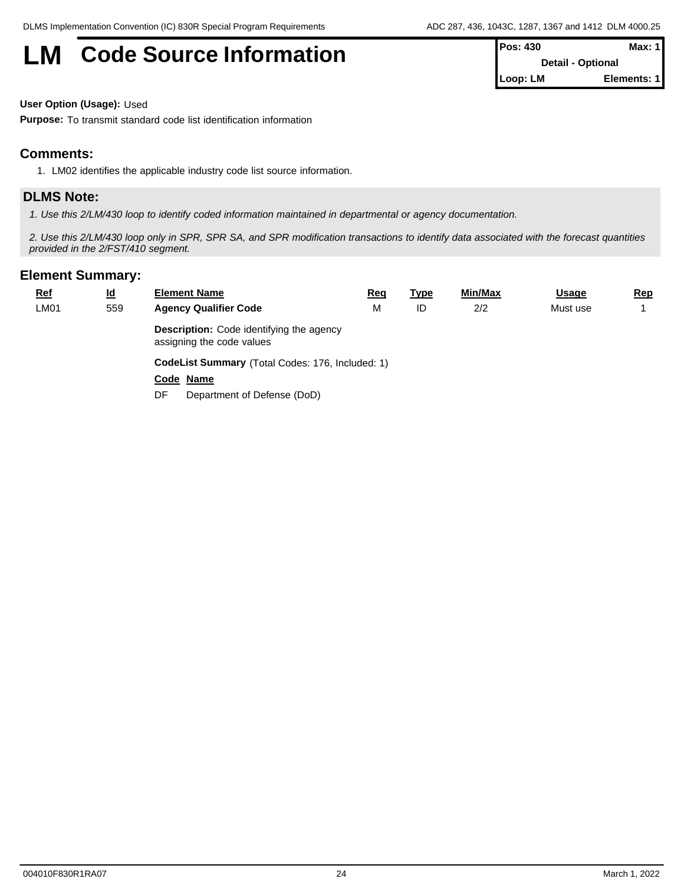# LM Code Source Information

| Pos: 430 | Max: 1 |
|---|---|
| Detail - Optional | |
| Loop: LM | Elements: 1 |

**User Option (Usage):** Used

**Purpose:** To transmit standard code list identification information

## Comments:

1. LM02 identifies the applicable industry code list source information.

## DLMS Note:

*1. Use this 2/LM/430 loop to identify coded information maintained in departmental or agency documentation.*

*2. Use this 2/LM/430 loop only in SPR, SPR SA, and SPR modification transactions to identify data associated with the forecast quantities provided in the 2/FST/410 segment.*

## Element Summary:

| Ref | Id | Element Name | Req | Type | Min/Max | Usage | Rep |
|---|---|---|---|---|---|---|---|
| LM01 | 559 | **Agency Qualifier Code** | M | ID | 2/2 | Must use | 1 |

**Description:** Code identifying the agency assigning the code values

**CodeList Summary** (Total Codes: 176, Included: 1)

| Code | Name |
|---|---|
| DF | Department of Defense (DoD) |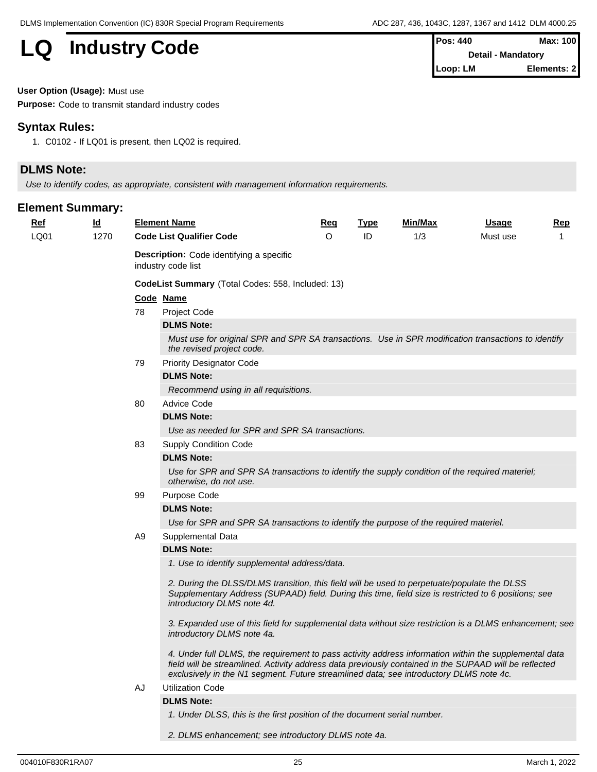# LQ Industry Code

| Pos: 440 | Max: 100 |
|---|---|
| Detail - Mandatory | |
| Loop: LM | Elements: 2 |

**User Option (Usage):** Must use

**Purpose:** Code to transmit standard industry codes

## Syntax Rules:

1. C0102 - If LQ01 is present, then LQ02 is required.

## DLMS Note:

*Use to identify codes, as appropriate, consistent with management information requirements.*

## Element Summary:

| Ref | Id | Element Name | Req | Type | Min/Max | Usage | Rep |
|---|---|---|---|---|---|---|---|
| LQ01 | 1270 | **Code List Qualifier Code** | O | ID | 1/3 | Must use | 1 |

**Description:** Code identifying a specific industry code list

**CodeList Summary** (Total Codes: 558, Included: 13)

| Code | Name |
|---|---|
| 78 | Project Code |
| 79 | Priority Designator Code |
| 80 | Advice Code |
| 83 | Supply Condition Code |
| 99 | Purpose Code |
| A9 | Supplemental Data |
| AJ | Utilization Code |

**78** Project Code

**DLMS Note:**

*Must use for original SPR and SPR SA transactions. Use in SPR modification transactions to identify the revised project code.*

**79** Priority Designator Code

**DLMS Note:**

*Recommend using in all requisitions.*

**80** Advice Code

**DLMS Note:**

*Use as needed for SPR and SPR SA transactions.*

**83** Supply Condition Code

**DLMS Note:**

*Use for SPR and SPR SA transactions to identify the supply condition of the required materiel; otherwise, do not use.*

**99** Purpose Code

**DLMS Note:**

*Use for SPR and SPR SA transactions to identify the purpose of the required materiel.*

**A9** Supplemental Data

**DLMS Note:**

*1. Use to identify supplemental address/data.*

*2. During the DLSS/DLMS transition, this field will be used to perpetuate/populate the DLSS Supplementary Address (SUPAAD) field. During this time, field size is restricted to 6 positions; see introductory DLMS note 4d.*

*3. Expanded use of this field for supplemental data without size restriction is a DLMS enhancement; see introductory DLMS note 4a.*

*4. Under full DLMS, the requirement to pass activity address information within the supplemental data field will be streamlined. Activity address data previously contained in the SUPAAD will be reflected exclusively in the N1 segment. Future streamlined data; see introductory DLMS note 4c.*

**AJ** Utilization Code

**DLMS Note:**

*1. Under DLSS, this is the first position of the document serial number.*

*2. DLMS enhancement; see introductory DLMS note 4a.*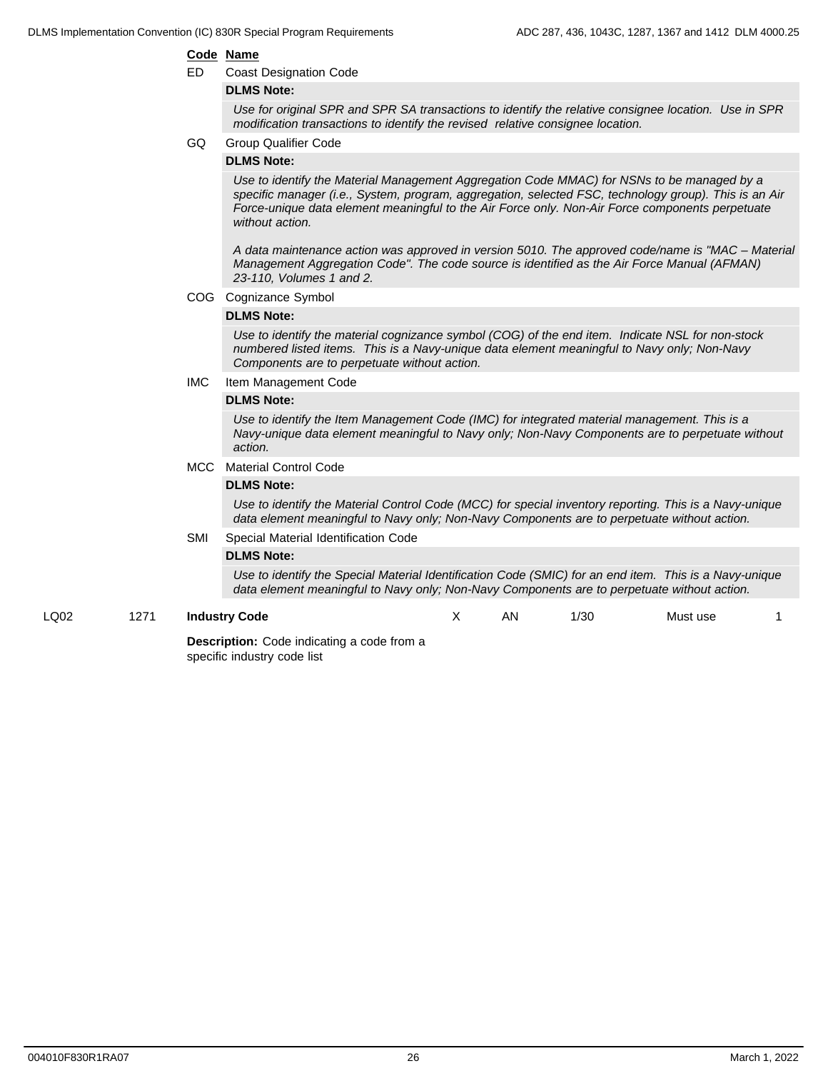| Code | Name |
|---|---|
| ED | Coast Designation Code |

**DLMS Note:**

*Use for original SPR and SPR SA transactions to identify the relative consignee location. Use in SPR modification transactions to identify the revised relative consignee location.*

| Code | Name |
|---|---|
| GQ | Group Qualifier Code |

**DLMS Note:**

*Use to identify the Material Management Aggregation Code MMAC) for NSNs to be managed by a specific manager (i.e., System, program, aggregation, selected FSC, technology group). This is an Air Force-unique data element meaningful to the Air Force only. Non-Air Force components perpetuate without action.*

*A data maintenance action was approved in version 5010. The approved code/name is "MAC – Material Management Aggregation Code". The code source is identified as the Air Force Manual (AFMAN) 23-110, Volumes 1 and 2.*

| Code | Name |
|---|---|
| COG | Cognizance Symbol |

**DLMS Note:**

*Use to identify the material cognizance symbol (COG) of the end item. Indicate NSL for non-stock numbered listed items. This is a Navy-unique data element meaningful to Navy only; Non-Navy Components are to perpetuate without action.*

| Code | Name |
|---|---|
| IMC | Item Management Code |

**DLMS Note:**

*Use to identify the Item Management Code (IMC) for integrated material management. This is a Navy-unique data element meaningful to Navy only; Non-Navy Components are to perpetuate without action.*

| Code | Name |
|---|---|
| MCC | Material Control Code |

**DLMS Note:**

*Use to identify the Material Control Code (MCC) for special inventory reporting. This is a Navy-unique data element meaningful to Navy only; Non-Navy Components are to perpetuate without action.*

| Code | Name |
|---|---|
| SMI | Special Material Identification Code |

**DLMS Note:**

*Use to identify the Special Material Identification Code (SMIC) for an end item. This is a Navy-unique data element meaningful to Navy only; Non-Navy Components are to perpetuate without action.*

| | | | | | | | |
|---|---|---|---|---|---|---|---|
| LQ02 | 1271 | **Industry Code** | X | AN | 1/30 | Must use | 1 |

**Description:** Code indicating a code from a specific industry code list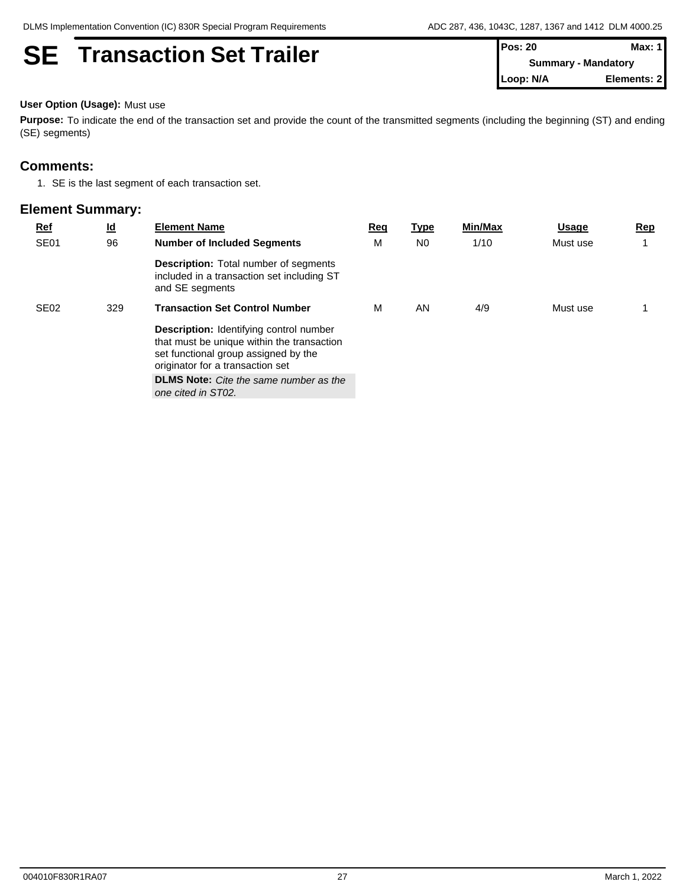# SE Transaction Set Trailer

| Pos: 20 | Max: 1 |
|---|---|
| Summary - Mandatory | |
| Loop: N/A | Elements: 2 |

**User Option (Usage):** Must use

**Purpose:** To indicate the end of the transaction set and provide the count of the transmitted segments (including the beginning (ST) and ending (SE) segments)

## Comments:

1. SE is the last segment of each transaction set.

## Element Summary:

| Ref | Id | Element Name | Req | Type | Min/Max | Usage | Rep |
|---|---|---|---|---|---|---|---|
| SE01 | 96 | **Number of Included Segments**<br><br>**Description:** Total number of segments included in a transaction set including ST and SE segments | M | N0 | 1/10 | Must use | 1 |
| SE02 | 329 | **Transaction Set Control Number**<br><br>**Description:** Identifying control number that must be unique within the transaction set functional group assigned by the originator for a transaction set<br><br>**DLMS Note:** *Cite the same number as the one cited in ST02.* | M | AN | 4/9 | Must use | 1 |